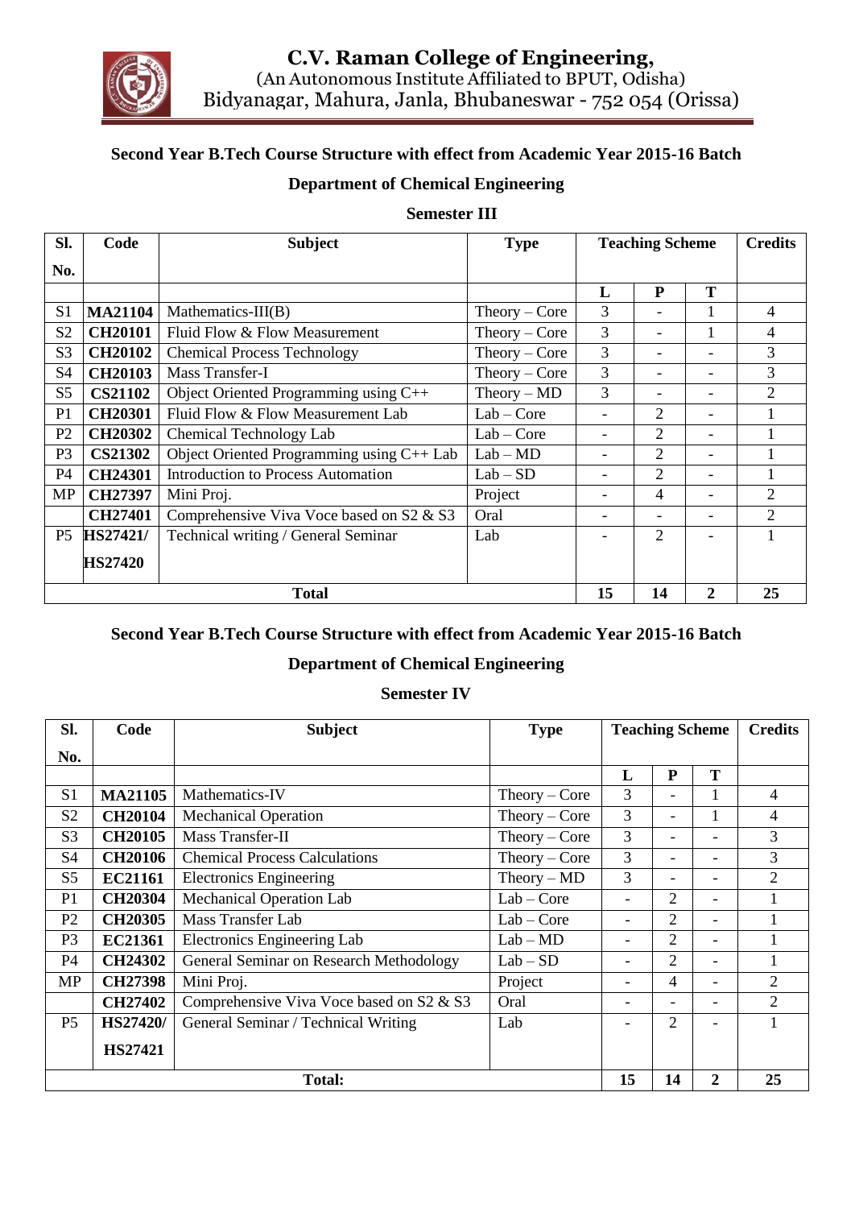# C.V. Raman College of Engineering,

(An Autonomous Institute Affiliated to BPUT, Odisha)

Bidyanagar, Mahura, Janla, Bhubaneswar - 752 054 (Orissa)

## Second Year B.Tech Course Structure with effect from Academic Year 2015-16 Batch

### Department of Chemical Engineering

### Semester III

| Sl. No. | Code | Subject | Type | Teaching Scheme | | | Credits |
|---|---|---|---|---|---|---|---|
| | | | | L | P | T | |
| S1 | **MA21104** | Mathematics-III(B) | Theory – Core | 3 | - | 1 | 4 |
| S2 | **CH20101** | Fluid Flow & Flow Measurement | Theory – Core | 3 | - | 1 | 4 |
| S3 | **CH20102** | Chemical Process Technology | Theory – Core | 3 | - | - | 3 |
| S4 | **CH20103** | Mass Transfer-I | Theory – Core | 3 | - | - | 3 |
| S5 | **CS21102** | Object Oriented Programming using C++ | Theory – MD | 3 | - | - | 2 |
| P1 | **CH20301** | Fluid Flow & Flow Measurement Lab | Lab – Core | - | 2 | - | 1 |
| P2 | **CH20302** | Chemical Technology Lab | Lab – Core | - | 2 | - | 1 |
| P3 | **CS21302** | Object Oriented Programming using C++ Lab | Lab – MD | - | 2 | - | 1 |
| P4 | **CH24301** | Introduction to Process Automation | Lab – SD | - | 2 | - | 1 |
| MP | **CH27397** | Mini Proj. | Project | - | 4 | - | 2 |
| | **CH27401** | Comprehensive Viva Voce based on S2 & S3 | Oral | - | - | - | 2 |
| P5 | **HS27421/ HS27420** | Technical writing / General Seminar | Lab | - | 2 | - | 1 |
| **Total** | | | | **15** | **14** | **2** | **25** |

## Second Year B.Tech Course Structure with effect from Academic Year 2015-16 Batch

### Department of Chemical Engineering

### Semester IV

| Sl. No. | Code | Subject | Type | Teaching Scheme | | | Credits |
|---|---|---|---|---|---|---|---|
| | | | | L | P | T | |
| S1 | **MA21105** | Mathematics-IV | Theory – Core | 3 | - | 1 | 4 |
| S2 | **CH20104** | Mechanical Operation | Theory – Core | 3 | - | 1 | 4 |
| S3 | **CH20105** | Mass Transfer-II | Theory – Core | 3 | - | - | 3 |
| S4 | **CH20106** | Chemical Process Calculations | Theory – Core | 3 | - | - | 3 |
| S5 | **EC21161** | Electronics Engineering | Theory – MD | 3 | - | - | 2 |
| P1 | **CH20304** | Mechanical Operation Lab | Lab – Core | - | 2 | - | 1 |
| P2 | **CH20305** | Mass Transfer Lab | Lab – Core | - | 2 | - | 1 |
| P3 | **EC21361** | Electronics Engineering Lab | Lab – MD | - | 2 | - | 1 |
| P4 | **CH24302** | General Seminar on Research Methodology | Lab – SD | - | 2 | - | 1 |
| MP | **CH27398** | Mini Proj. | Project | - | 4 | - | 2 |
| | **CH27402** | Comprehensive Viva Voce based on S2 & S3 | Oral | - | - | - | 2 |
| P5 | **HS27420/ HS27421** | General Seminar / Technical Writing | Lab | - | 2 | - | 1 |
| **Total:** | | | | **15** | **14** | **2** | **25** |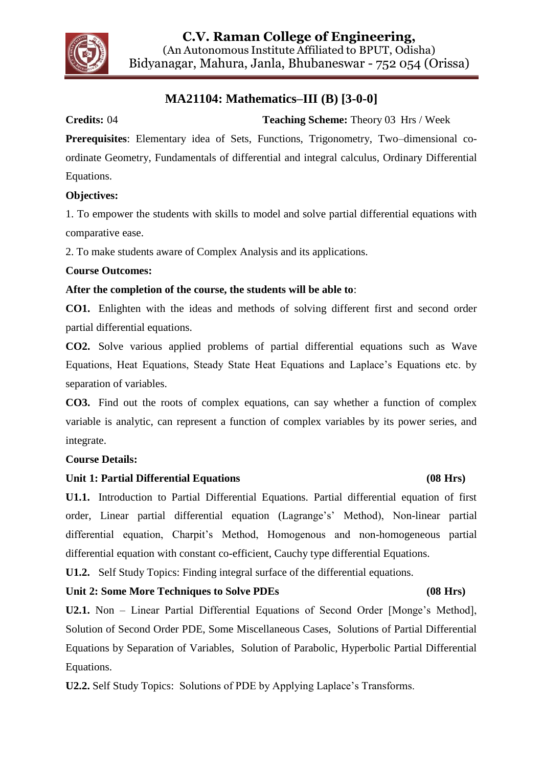# C.V. Raman College of Engineering,

(An Autonomous Institute Affiliated to BPUT, Odisha)
Bidyanagar, Mahura, Janla, Bhubaneswar - 752 054 (Orissa)

## MA21104: Mathematics–III (B) [3-0-0]

**Credits:** 04 **Teaching Scheme:** Theory 03 Hrs / Week

**Prerequisites**: Elementary idea of Sets, Functions, Trigonometry, Two–dimensional co-ordinate Geometry, Fundamentals of differential and integral calculus, Ordinary Differential Equations.

**Objectives:**

1. To empower the students with skills to model and solve partial differential equations with comparative ease.
2. To make students aware of Complex Analysis and its applications.

**Course Outcomes:**

**After the completion of the course, the students will be able to**:

**CO1.** Enlighten with the ideas and methods of solving different first and second order partial differential equations.

**CO2.** Solve various applied problems of partial differential equations such as Wave Equations, Heat Equations, Steady State Heat Equations and Laplace's Equations etc. by separation of variables.

**CO3.** Find out the roots of complex equations, can say whether a function of complex variable is analytic, can represent a function of complex variables by its power series, and integrate.

**Course Details:**

**Unit 1: Partial Differential Equations (08 Hrs)**

**U1.1.** Introduction to Partial Differential Equations. Partial differential equation of first order, Linear partial differential equation (Lagrange's' Method), Non-linear partial differential equation, Charpit's Method, Homogenous and non-homogeneous partial differential equation with constant co-efficient, Cauchy type differential Equations.

**U1.2.** Self Study Topics: Finding integral surface of the differential equations.

**Unit 2: Some More Techniques to Solve PDEs (08 Hrs)**

**U2.1.** Non – Linear Partial Differential Equations of Second Order [Monge's Method], Solution of Second Order PDE, Some Miscellaneous Cases, Solutions of Partial Differential Equations by Separation of Variables, Solution of Parabolic, Hyperbolic Partial Differential Equations.

**U2.2.** Self Study Topics: Solutions of PDE by Applying Laplace's Transforms.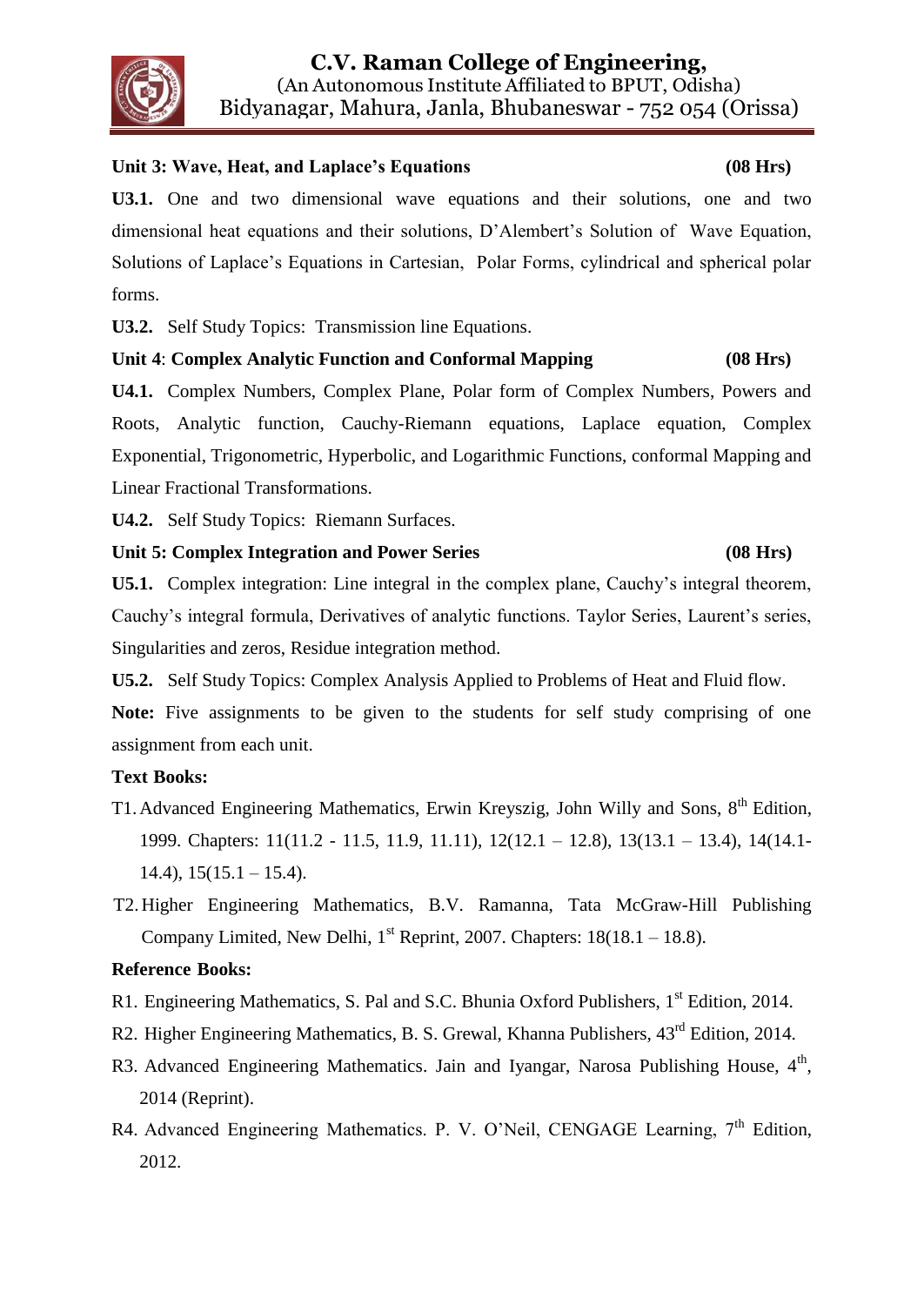**Unit 3: Wave, Heat, and Laplace's Equations** **(08 Hrs)**

**U3.1.** One and two dimensional wave equations and their solutions, one and two dimensional heat equations and their solutions, D'Alembert's Solution of Wave Equation, Solutions of Laplace's Equations in Cartesian, Polar Forms, cylindrical and spherical polar forms.

**U3.2.** Self Study Topics: Transmission line Equations.

**Unit 4**: **Complex Analytic Function and Conformal Mapping** **(08 Hrs)**

**U4.1.** Complex Numbers, Complex Plane, Polar form of Complex Numbers, Powers and Roots, Analytic function, Cauchy-Riemann equations, Laplace equation, Complex Exponential, Trigonometric, Hyperbolic, and Logarithmic Functions, conformal Mapping and Linear Fractional Transformations.

**U4.2.** Self Study Topics: Riemann Surfaces.

**Unit 5: Complex Integration and Power Series** **(08 Hrs)**

**U5.1.** Complex integration: Line integral in the complex plane, Cauchy's integral theorem, Cauchy's integral formula, Derivatives of analytic functions. Taylor Series, Laurent's series, Singularities and zeros, Residue integration method.

**U5.2.** Self Study Topics: Complex Analysis Applied to Problems of Heat and Fluid flow.

**Note:** Five assignments to be given to the students for self study comprising of one assignment from each unit.

**Text Books:**

T1. Advanced Engineering Mathematics, Erwin Kreyszig, John Willy and Sons, 8th Edition, 1999. Chapters: 11(11.2 - 11.5, 11.9, 11.11), 12(12.1 – 12.8), 13(13.1 – 13.4), 14(14.1-14.4), 15(15.1 – 15.4).

T2. Higher Engineering Mathematics, B.V. Ramanna, Tata McGraw-Hill Publishing Company Limited, New Delhi, 1st Reprint, 2007. Chapters: 18(18.1 – 18.8).

**Reference Books:**

R1. Engineering Mathematics, S. Pal and S.C. Bhunia Oxford Publishers, 1st Edition, 2014.

R2. Higher Engineering Mathematics, B. S. Grewal, Khanna Publishers, 43rd Edition, 2014.

R3. Advanced Engineering Mathematics. Jain and Iyangar, Narosa Publishing House, 4th, 2014 (Reprint).

R4. Advanced Engineering Mathematics. P. V. O'Neil, CENGAGE Learning, 7th Edition, 2012.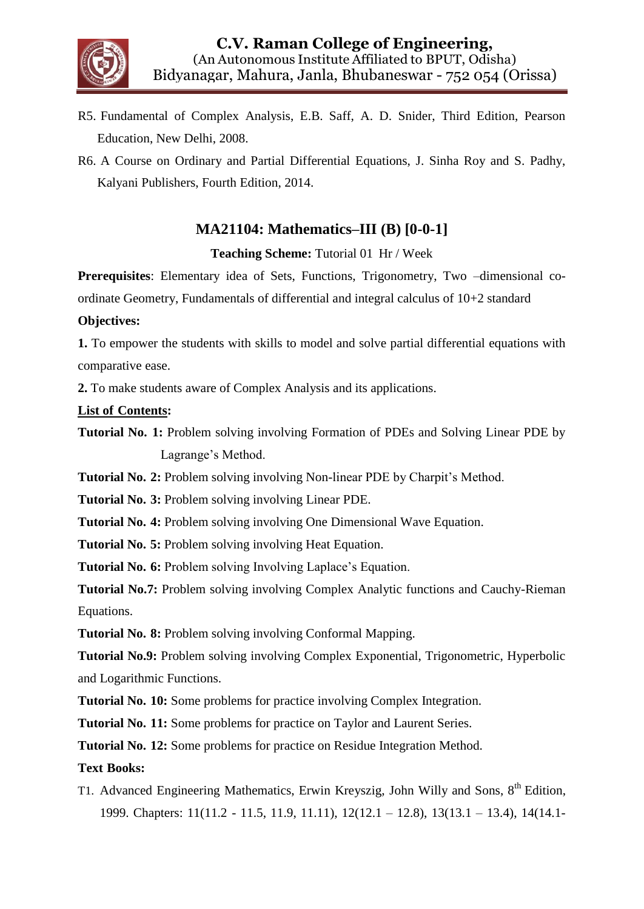R5. Fundamental of Complex Analysis, E.B. Saff, A. D. Snider, Third Edition, Pearson Education, New Delhi, 2008.

R6. A Course on Ordinary and Partial Differential Equations, J. Sinha Roy and S. Padhy, Kalyani Publishers, Fourth Edition, 2014.

## MA21104: Mathematics–III (B) [0-0-1]

**Teaching Scheme:** Tutorial 01 Hr / Week

**Prerequisites**: Elementary idea of Sets, Functions, Trigonometry, Two –dimensional co-ordinate Geometry, Fundamentals of differential and integral calculus of 10+2 standard

**Objectives:**

**1.** To empower the students with skills to model and solve partial differential equations with comparative ease.

**2.** To make students aware of Complex Analysis and its applications.

**List of Contents:**

**Tutorial No. 1:** Problem solving involving Formation of PDEs and Solving Linear PDE by Lagrange's Method.

**Tutorial No. 2:** Problem solving involving Non-linear PDE by Charpit's Method.

**Tutorial No. 3:** Problem solving involving Linear PDE.

**Tutorial No. 4:** Problem solving involving One Dimensional Wave Equation.

**Tutorial No. 5:** Problem solving involving Heat Equation.

**Tutorial No. 6:** Problem solving Involving Laplace's Equation.

**Tutorial No.7:** Problem solving involving Complex Analytic functions and Cauchy-Rieman Equations.

**Tutorial No. 8:** Problem solving involving Conformal Mapping.

**Tutorial No.9:** Problem solving involving Complex Exponential, Trigonometric, Hyperbolic and Logarithmic Functions.

**Tutorial No. 10:** Some problems for practice involving Complex Integration.

**Tutorial No. 11:** Some problems for practice on Taylor and Laurent Series.

**Tutorial No. 12:** Some problems for practice on Residue Integration Method.

**Text Books:**

T1. Advanced Engineering Mathematics, Erwin Kreyszig, John Willy and Sons, 8th Edition, 1999. Chapters: 11(11.2 - 11.5, 11.9, 11.11), 12(12.1 – 12.8), 13(13.1 – 13.4), 14(14.1-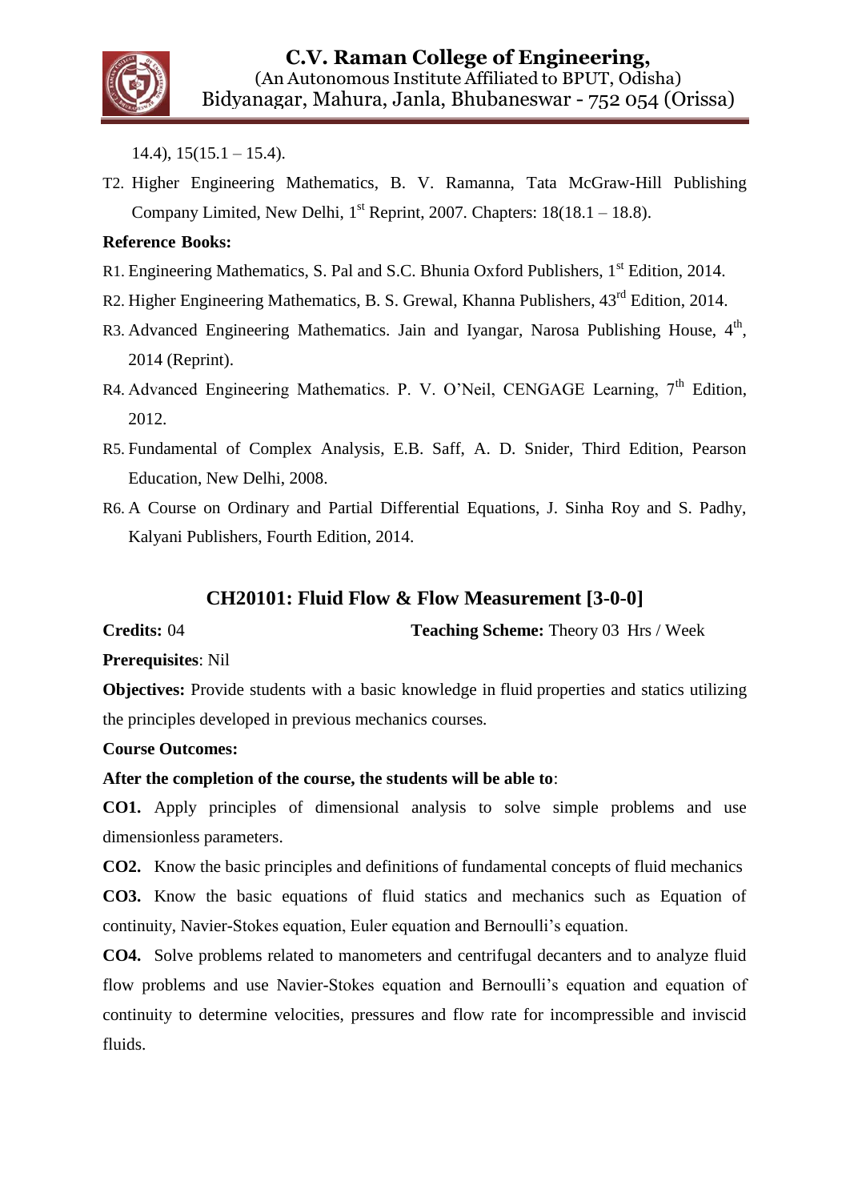14.4), 15(15.1 – 15.4).

T2. Higher Engineering Mathematics, B. V. Ramanna, Tata McGraw-Hill Publishing Company Limited, New Delhi, 1st Reprint, 2007. Chapters: 18(18.1 – 18.8).

**Reference Books:**

R1. Engineering Mathematics, S. Pal and S.C. Bhunia Oxford Publishers, 1st Edition, 2014.

R2. Higher Engineering Mathematics, B. S. Grewal, Khanna Publishers, 43rd Edition, 2014.

R3. Advanced Engineering Mathematics. Jain and Iyangar, Narosa Publishing House, 4th, 2014 (Reprint).

R4. Advanced Engineering Mathematics. P. V. O'Neil, CENGAGE Learning, 7th Edition, 2012.

R5. Fundamental of Complex Analysis, E.B. Saff, A. D. Snider, Third Edition, Pearson Education, New Delhi, 2008.

R6. A Course on Ordinary and Partial Differential Equations, J. Sinha Roy and S. Padhy, Kalyani Publishers, Fourth Edition, 2014.

## CH20101: Fluid Flow & Flow Measurement [3-0-0]

**Credits:** 04 **Teaching Scheme:** Theory 03 Hrs / Week

**Prerequisites**: Nil

**Objectives:** Provide students with a basic knowledge in fluid properties and statics utilizing the principles developed in previous mechanics courses.

**Course Outcomes:**

**After the completion of the course, the students will be able to**:

**CO1.** Apply principles of dimensional analysis to solve simple problems and use dimensionless parameters.

**CO2.** Know the basic principles and definitions of fundamental concepts of fluid mechanics

**CO3.** Know the basic equations of fluid statics and mechanics such as Equation of continuity, Navier-Stokes equation, Euler equation and Bernoulli's equation.

**CO4.** Solve problems related to manometers and centrifugal decanters and to analyze fluid flow problems and use Navier-Stokes equation and Bernoulli's equation and equation of continuity to determine velocities, pressures and flow rate for incompressible and inviscid fluids.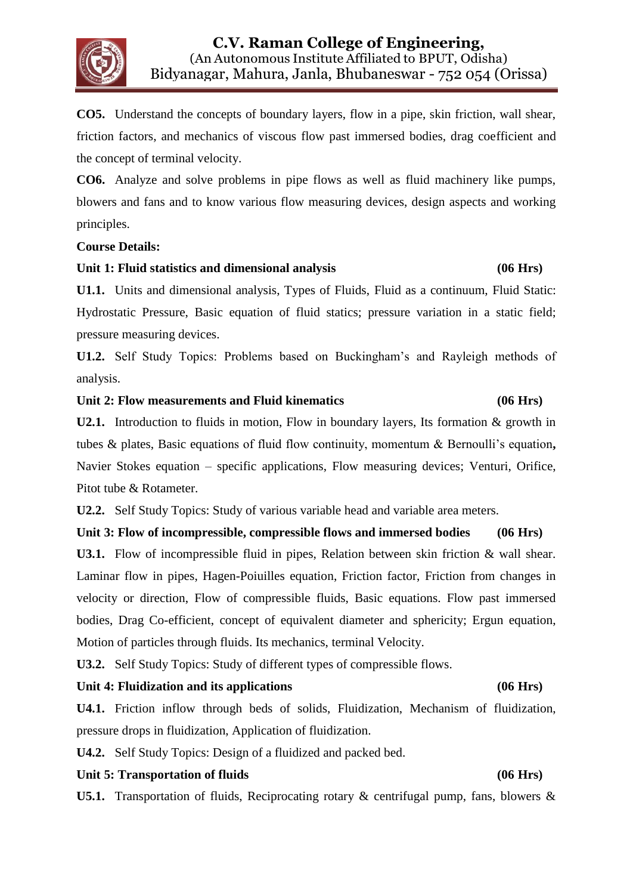**CO5.** Understand the concepts of boundary layers, flow in a pipe, skin friction, wall shear, friction factors, and mechanics of viscous flow past immersed bodies, drag coefficient and the concept of terminal velocity.

**CO6.** Analyze and solve problems in pipe flows as well as fluid machinery like pumps, blowers and fans and to know various flow measuring devices, design aspects and working principles.

**Course Details:**

**Unit 1: Fluid statistics and dimensional analysis (06 Hrs)**

**U1.1.** Units and dimensional analysis, Types of Fluids, Fluid as a continuum, Fluid Static: Hydrostatic Pressure, Basic equation of fluid statics; pressure variation in a static field; pressure measuring devices.

**U1.2.** Self Study Topics: Problems based on Buckingham's and Rayleigh methods of analysis.

**Unit 2: Flow measurements and Fluid kinematics (06 Hrs)**

**U2.1.** Introduction to fluids in motion, Flow in boundary layers, Its formation & growth in tubes & plates, Basic equations of fluid flow continuity, momentum & Bernoulli's equation**,** Navier Stokes equation – specific applications, Flow measuring devices; Venturi, Orifice, Pitot tube & Rotameter.

**U2.2.** Self Study Topics: Study of various variable head and variable area meters.

**Unit 3: Flow of incompressible, compressible flows and immersed bodies (06 Hrs)**

**U3.1.** Flow of incompressible fluid in pipes, Relation between skin friction & wall shear. Laminar flow in pipes, Hagen-Poiuilles equation, Friction factor, Friction from changes in velocity or direction, Flow of compressible fluids, Basic equations. Flow past immersed bodies, Drag Co-efficient, concept of equivalent diameter and sphericity; Ergun equation, Motion of particles through fluids. Its mechanics, terminal Velocity.

**U3.2.** Self Study Topics: Study of different types of compressible flows.

**Unit 4: Fluidization and its applications (06 Hrs)**

**U4.1.** Friction inflow through beds of solids, Fluidization, Mechanism of fluidization, pressure drops in fluidization, Application of fluidization.

**U4.2.** Self Study Topics: Design of a fluidized and packed bed.

**Unit 5: Transportation of fluids (06 Hrs)**

**U5.1.** Transportation of fluids, Reciprocating rotary & centrifugal pump, fans, blowers &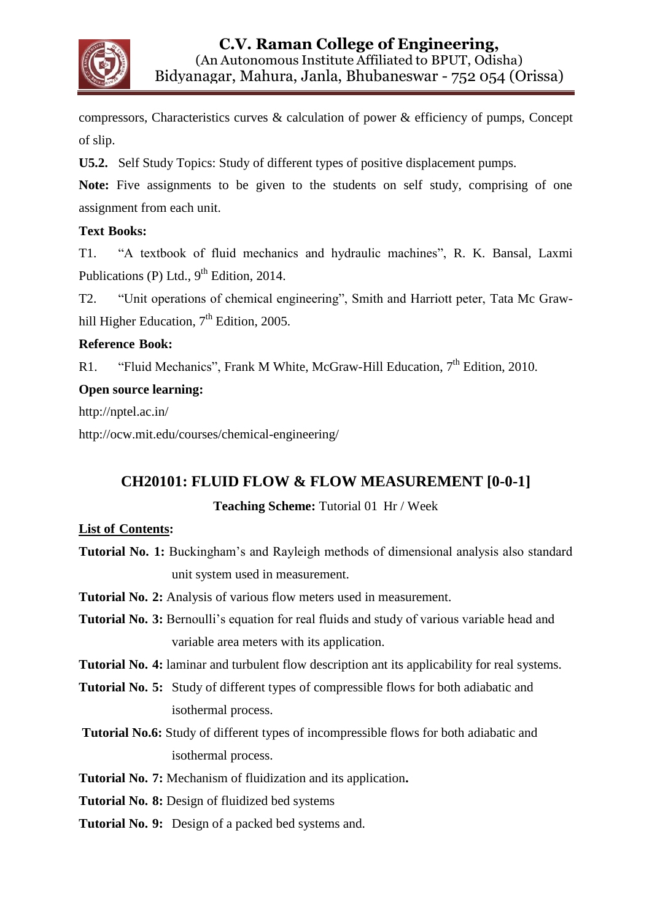compressors, Characteristics curves & calculation of power & efficiency of pumps, Concept of slip.

**U5.2.** Self Study Topics: Study of different types of positive displacement pumps.

**Note:** Five assignments to be given to the students on self study, comprising of one assignment from each unit.

**Text Books:**

T1. "A textbook of fluid mechanics and hydraulic machines", R. K. Bansal, Laxmi Publications (P) Ltd., 9th Edition, 2014.

T2. "Unit operations of chemical engineering", Smith and Harriott peter, Tata Mc Graw-hill Higher Education, 7th Edition, 2005.

**Reference Book:**

R1. "Fluid Mechanics", Frank M White, McGraw-Hill Education, 7th Edition, 2010.

**Open source learning:**

http://nptel.ac.in/

http://ocw.mit.edu/courses/chemical-engineering/

## CH20101: FLUID FLOW & FLOW MEASUREMENT [0-0-1]

**Teaching Scheme:** Tutorial 01 Hr / Week

**List of Contents:**

**Tutorial No. 1:** Buckingham's and Rayleigh methods of dimensional analysis also standard unit system used in measurement.

**Tutorial No. 2:** Analysis of various flow meters used in measurement.

**Tutorial No. 3:** Bernoulli's equation for real fluids and study of various variable head and variable area meters with its application.

**Tutorial No. 4:** laminar and turbulent flow description ant its applicability for real systems.

**Tutorial No. 5:** Study of different types of compressible flows for both adiabatic and isothermal process.

**Tutorial No.6:** Study of different types of incompressible flows for both adiabatic and isothermal process.

**Tutorial No. 7:** Mechanism of fluidization and its application**.**

**Tutorial No. 8:** Design of fluidized bed systems

**Tutorial No. 9:** Design of a packed bed systems and.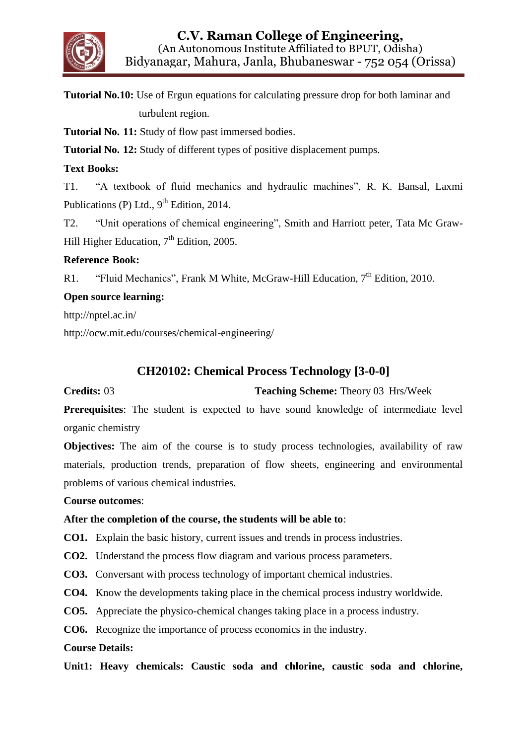**Tutorial No.10:** Use of Ergun equations for calculating pressure drop for both laminar and turbulent region.

**Tutorial No. 11:** Study of flow past immersed bodies.

**Tutorial No. 12:** Study of different types of positive displacement pumps.

**Text Books:**

T1. "A textbook of fluid mechanics and hydraulic machines", R. K. Bansal, Laxmi Publications (P) Ltd., 9th Edition, 2014.

T2. "Unit operations of chemical engineering", Smith and Harriott peter, Tata Mc Graw-Hill Higher Education, 7th Edition, 2005.

**Reference Book:**

R1. "Fluid Mechanics", Frank M White, McGraw-Hill Education, 7th Edition, 2010.

**Open source learning:**

http://nptel.ac.in/

http://ocw.mit.edu/courses/chemical-engineering/

## CH20102: Chemical Process Technology [3-0-0]

**Credits:** 03 **Teaching Scheme:** Theory 03 Hrs/Week

**Prerequisites**: The student is expected to have sound knowledge of intermediate level organic chemistry

**Objectives:** The aim of the course is to study process technologies, availability of raw materials, production trends, preparation of flow sheets, engineering and environmental problems of various chemical industries.

**Course outcomes**:

**After the completion of the course, the students will be able to**:

**CO1.** Explain the basic history, current issues and trends in process industries.

**CO2.** Understand the process flow diagram and various process parameters.

**CO3.** Conversant with process technology of important chemical industries.

**CO4.** Know the developments taking place in the chemical process industry worldwide.

**CO5.** Appreciate the physico-chemical changes taking place in a process industry.

**CO6.** Recognize the importance of process economics in the industry.

**Course Details:**

**Unit1: Heavy chemicals: Caustic soda and chlorine, caustic soda and chlorine,**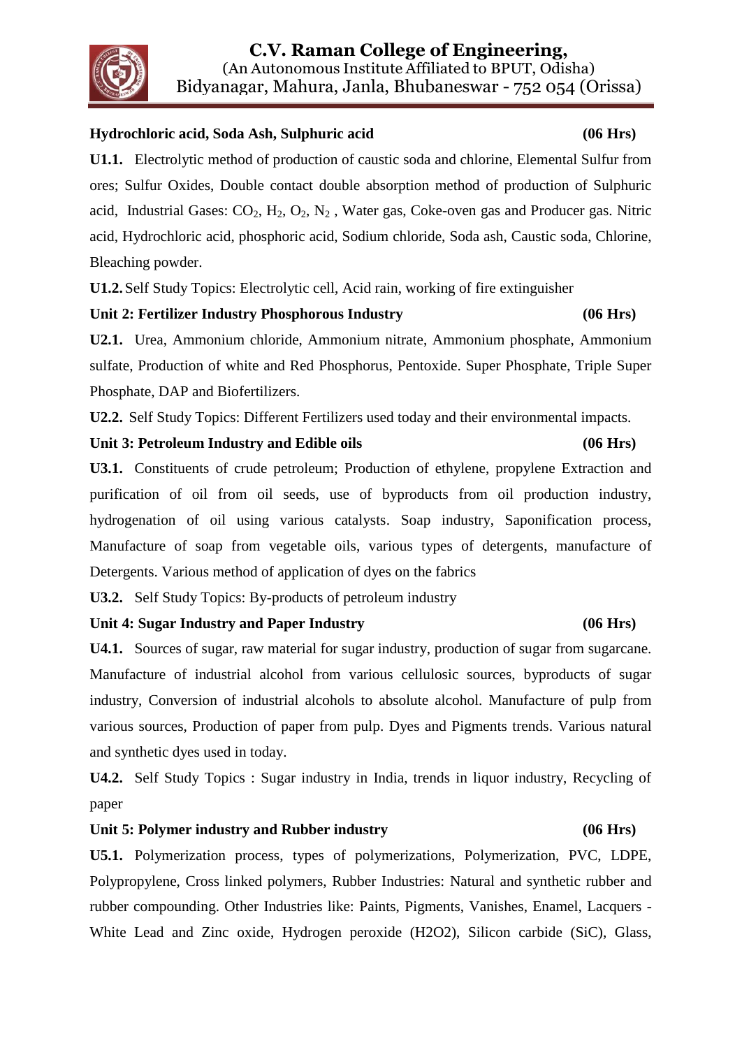**Hydrochloric acid, Soda Ash, Sulphuric acid (06 Hrs)**

**U1.1.** Electrolytic method of production of caustic soda and chlorine, Elemental Sulfur from ores; Sulfur Oxides, Double contact double absorption method of production of Sulphuric acid, Industrial Gases: $CO_2$, $H_2$, $O_2$, $N_2$ , Water gas, Coke-oven gas and Producer gas. Nitric acid, Hydrochloric acid, phosphoric acid, Sodium chloride, Soda ash, Caustic soda, Chlorine, Bleaching powder.

**U1.2.** Self Study Topics: Electrolytic cell, Acid rain, working of fire extinguisher

**Unit 2: Fertilizer Industry Phosphorous Industry (06 Hrs)**

**U2.1.** Urea, Ammonium chloride, Ammonium nitrate, Ammonium phosphate, Ammonium sulfate, Production of white and Red Phosphorus, Pentoxide. Super Phosphate, Triple Super Phosphate, DAP and Biofertilizers.

**U2.2.** Self Study Topics: Different Fertilizers used today and their environmental impacts.

**Unit 3: Petroleum Industry and Edible oils (06 Hrs)**

**U3.1.** Constituents of crude petroleum; Production of ethylene, propylene Extraction and purification of oil from oil seeds, use of byproducts from oil production industry, hydrogenation of oil using various catalysts. Soap industry, Saponification process, Manufacture of soap from vegetable oils, various types of detergents, manufacture of Detergents. Various method of application of dyes on the fabrics

**U3.2.** Self Study Topics: By-products of petroleum industry

**Unit 4: Sugar Industry and Paper Industry (06 Hrs)**

**U4.1.** Sources of sugar, raw material for sugar industry, production of sugar from sugarcane. Manufacture of industrial alcohol from various cellulosic sources, byproducts of sugar industry, Conversion of industrial alcohols to absolute alcohol. Manufacture of pulp from various sources, Production of paper from pulp. Dyes and Pigments trends. Various natural and synthetic dyes used in today.

**U4.2.** Self Study Topics : Sugar industry in India, trends in liquor industry, Recycling of paper

**Unit 5: Polymer industry and Rubber industry (06 Hrs)**

**U5.1.** Polymerization process, types of polymerizations, Polymerization, PVC, LDPE, Polypropylene, Cross linked polymers, Rubber Industries: Natural and synthetic rubber and rubber compounding. Other Industries like: Paints, Pigments, Vanishes, Enamel, Lacquers - White Lead and Zinc oxide, Hydrogen peroxide ($H_2O_2$), Silicon carbide (SiC), Glass,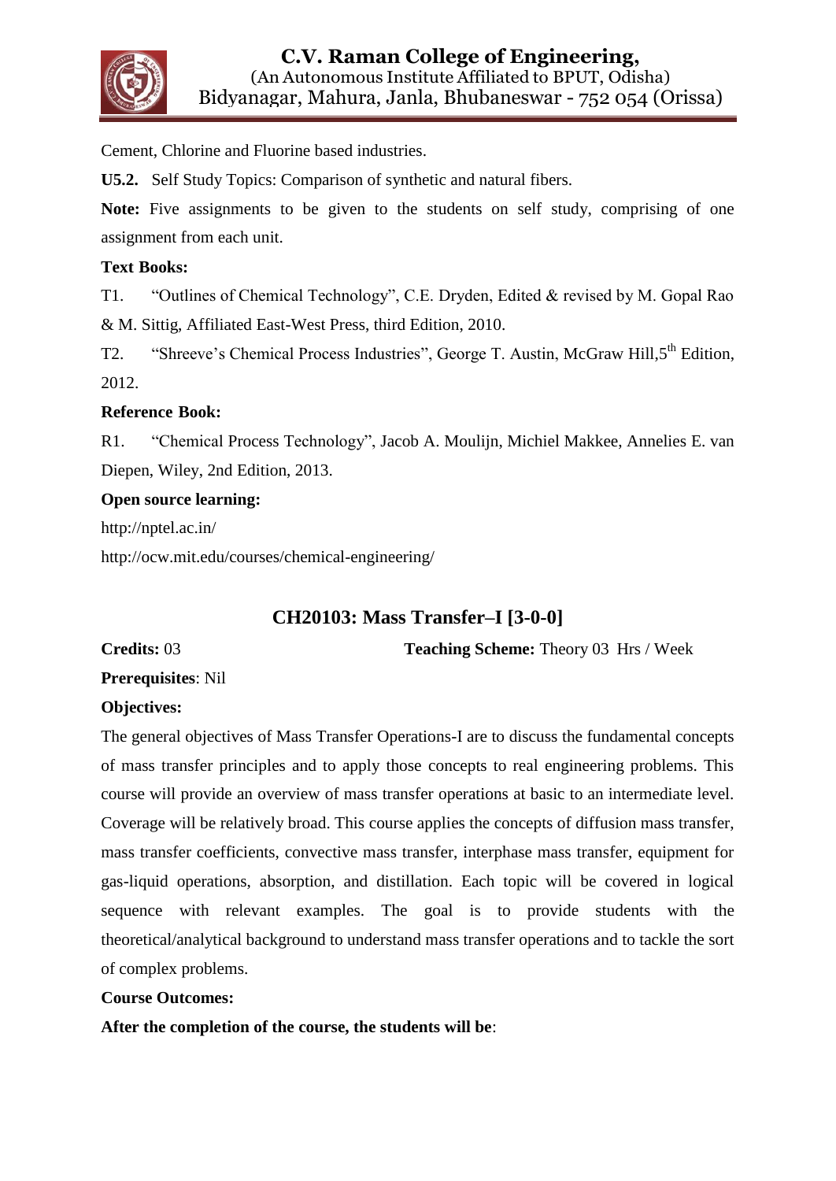Cement, Chlorine and Fluorine based industries.

**U5.2.** Self Study Topics: Comparison of synthetic and natural fibers.

**Note:** Five assignments to be given to the students on self study, comprising of one assignment from each unit.

**Text Books:**

T1. "Outlines of Chemical Technology", C.E. Dryden, Edited & revised by M. Gopal Rao & M. Sittig, Affiliated East-West Press, third Edition, 2010.

T2. "Shreeve's Chemical Process Industries", George T. Austin, McGraw Hill,5th Edition, 2012.

**Reference Book:**

R1. "Chemical Process Technology", Jacob A. Moulijn, Michiel Makkee, Annelies E. van Diepen, Wiley, 2nd Edition, 2013.

**Open source learning:**

http://nptel.ac.in/

http://ocw.mit.edu/courses/chemical-engineering/

## CH20103: Mass Transfer–I [3-0-0]

**Credits:** 03 **Teaching Scheme:** Theory 03 Hrs / Week

**Prerequisites**: Nil

**Objectives:**

The general objectives of Mass Transfer Operations-I are to discuss the fundamental concepts of mass transfer principles and to apply those concepts to real engineering problems. This course will provide an overview of mass transfer operations at basic to an intermediate level. Coverage will be relatively broad. This course applies the concepts of diffusion mass transfer, mass transfer coefficients, convective mass transfer, interphase mass transfer, equipment for gas-liquid operations, absorption, and distillation. Each topic will be covered in logical sequence with relevant examples. The goal is to provide students with the theoretical/analytical background to understand mass transfer operations and to tackle the sort of complex problems.

**Course Outcomes:**

**After the completion of the course, the students will be**: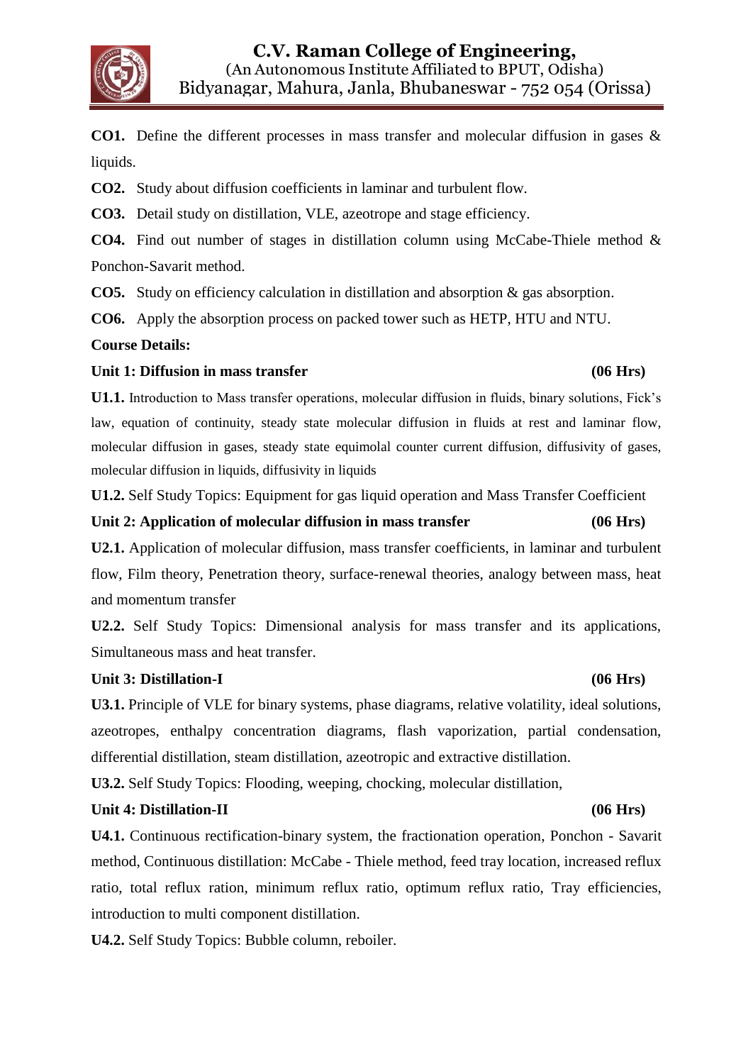**CO1.** Define the different processes in mass transfer and molecular diffusion in gases & liquids.

**CO2.** Study about diffusion coefficients in laminar and turbulent flow.

**CO3.** Detail study on distillation, VLE, azeotrope and stage efficiency.

**CO4.** Find out number of stages in distillation column using McCabe-Thiele method & Ponchon-Savarit method.

**CO5.** Study on efficiency calculation in distillation and absorption & gas absorption.

**CO6.** Apply the absorption process on packed tower such as HETP, HTU and NTU.

**Course Details:**

**Unit 1: Diffusion in mass transfer (06 Hrs)**

**U1.1.** Introduction to Mass transfer operations, molecular diffusion in fluids, binary solutions, Fick's law, equation of continuity, steady state molecular diffusion in fluids at rest and laminar flow, molecular diffusion in gases, steady state equimolal counter current diffusion, diffusivity of gases, molecular diffusion in liquids, diffusivity in liquids

**U1.2.** Self Study Topics: Equipment for gas liquid operation and Mass Transfer Coefficient

**Unit 2: Application of molecular diffusion in mass transfer (06 Hrs)**

**U2.1.** Application of molecular diffusion, mass transfer coefficients, in laminar and turbulent flow, Film theory, Penetration theory, surface-renewal theories, analogy between mass, heat and momentum transfer

**U2.2.** Self Study Topics: Dimensional analysis for mass transfer and its applications, Simultaneous mass and heat transfer.

**Unit 3: Distillation-I (06 Hrs)**

**U3.1.** Principle of VLE for binary systems, phase diagrams, relative volatility, ideal solutions, azeotropes, enthalpy concentration diagrams, flash vaporization, partial condensation, differential distillation, steam distillation, azeotropic and extractive distillation.

**U3.2.** Self Study Topics: Flooding, weeping, chocking, molecular distillation,

**Unit 4: Distillation-II (06 Hrs)**

**U4.1.** Continuous rectification-binary system, the fractionation operation, Ponchon - Savarit method, Continuous distillation: McCabe - Thiele method, feed tray location, increased reflux ratio, total reflux ration, minimum reflux ratio, optimum reflux ratio, Tray efficiencies, introduction to multi component distillation.

**U4.2.** Self Study Topics: Bubble column, reboiler.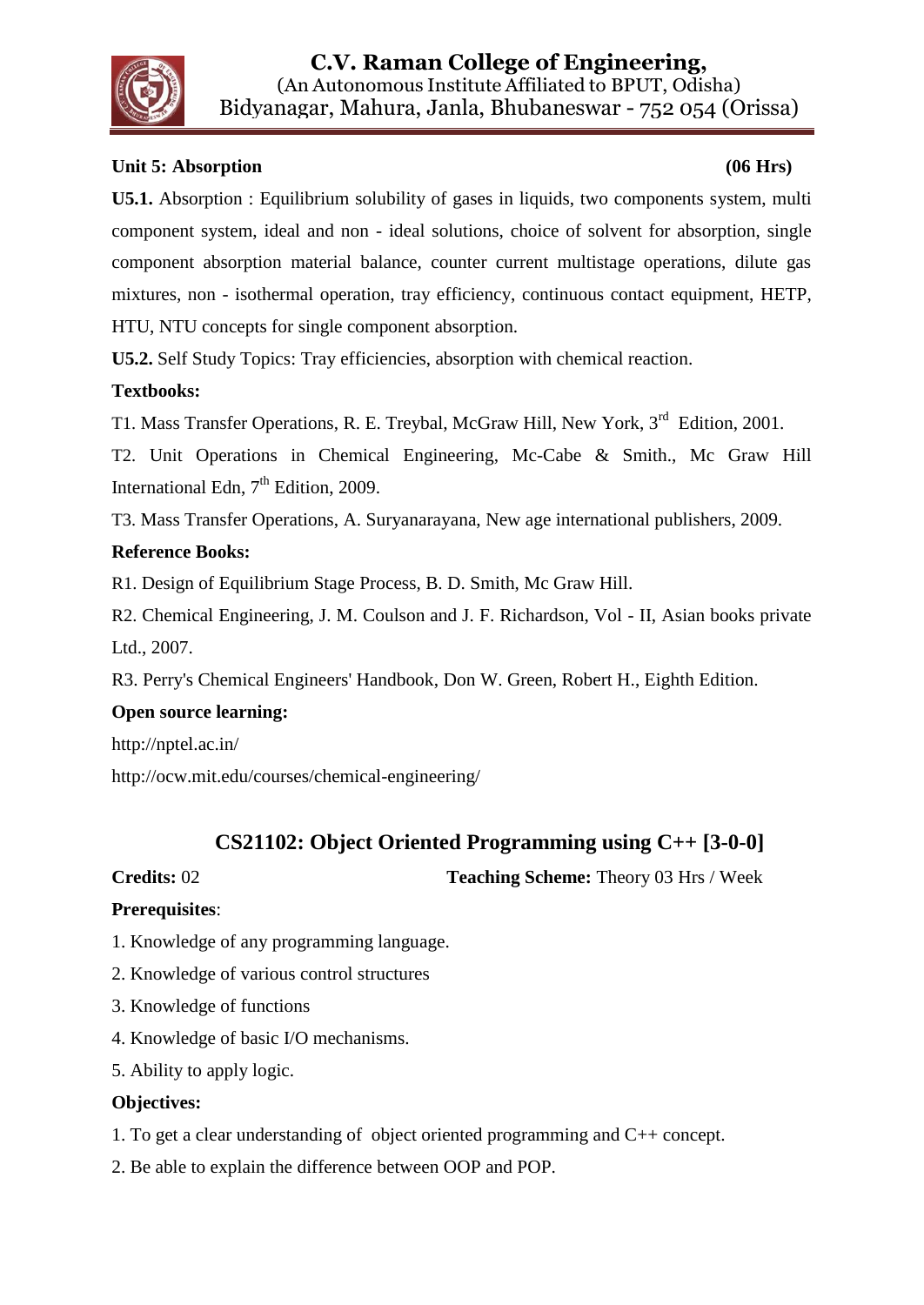**Unit 5: Absorption (06 Hrs)**

**U5.1.** Absorption : Equilibrium solubility of gases in liquids, two components system, multi component system, ideal and non - ideal solutions, choice of solvent for absorption, single component absorption material balance, counter current multistage operations, dilute gas mixtures, non - isothermal operation, tray efficiency, continuous contact equipment, HETP, HTU, NTU concepts for single component absorption.

**U5.2.** Self Study Topics: Tray efficiencies, absorption with chemical reaction.

**Textbooks:**

T1. Mass Transfer Operations, R. E. Treybal, McGraw Hill, New York, 3rd Edition, 2001.

T2. Unit Operations in Chemical Engineering, Mc-Cabe & Smith., Mc Graw Hill International Edn, 7th Edition, 2009.

T3. Mass Transfer Operations, A. Suryanarayana, New age international publishers, 2009.

**Reference Books:**

R1. Design of Equilibrium Stage Process, B. D. Smith, Mc Graw Hill.

R2. Chemical Engineering, J. M. Coulson and J. F. Richardson, Vol - II, Asian books private Ltd., 2007.

R3. Perry's Chemical Engineers' Handbook, Don W. Green, Robert H., Eighth Edition.

**Open source learning:**

http://nptel.ac.in/

http://ocw.mit.edu/courses/chemical-engineering/

## CS21102: Object Oriented Programming using C++ [3-0-0]

**Credits:** 02 **Teaching Scheme:** Theory 03 Hrs / Week

**Prerequisites**:

1. Knowledge of any programming language.
2. Knowledge of various control structures
3. Knowledge of functions
4. Knowledge of basic I/O mechanisms.
5. Ability to apply logic.

**Objectives:**

1. To get a clear understanding of object oriented programming and C++ concept.
2. Be able to explain the difference between OOP and POP.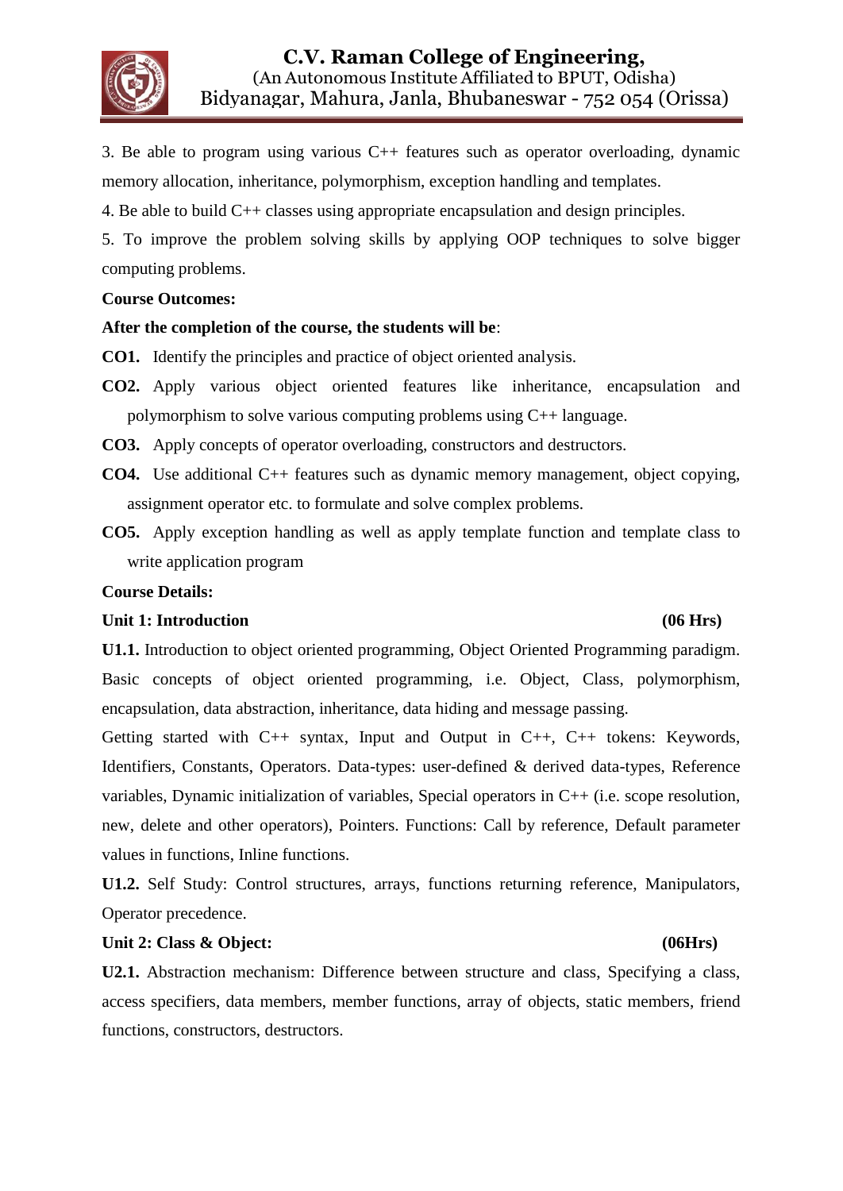3. Be able to program using various C++ features such as operator overloading, dynamic memory allocation, inheritance, polymorphism, exception handling and templates.

4. Be able to build C++ classes using appropriate encapsulation and design principles.

5. To improve the problem solving skills by applying OOP techniques to solve bigger computing problems.

**Course Outcomes:**

**After the completion of the course, the students will be**:

**CO1.** Identify the principles and practice of object oriented analysis.

**CO2.** Apply various object oriented features like inheritance, encapsulation and polymorphism to solve various computing problems using C++ language.

**CO3.** Apply concepts of operator overloading, constructors and destructors.

**CO4.** Use additional C++ features such as dynamic memory management, object copying, assignment operator etc. to formulate and solve complex problems.

**CO5.** Apply exception handling as well as apply template function and template class to write application program

**Course Details:**

**Unit 1: Introduction (06 Hrs)**

**U1.1.** Introduction to object oriented programming, Object Oriented Programming paradigm. Basic concepts of object oriented programming, i.e. Object, Class, polymorphism, encapsulation, data abstraction, inheritance, data hiding and message passing.

Getting started with C++ syntax, Input and Output in C++, C++ tokens: Keywords, Identifiers, Constants, Operators. Data-types: user-defined & derived data-types, Reference variables, Dynamic initialization of variables, Special operators in C++ (i.e. scope resolution, new, delete and other operators), Pointers. Functions: Call by reference, Default parameter values in functions, Inline functions.

**U1.2.** Self Study: Control structures, arrays, functions returning reference, Manipulators, Operator precedence.

**Unit 2: Class & Object: (06Hrs)**

**U2.1.** Abstraction mechanism: Difference between structure and class, Specifying a class, access specifiers, data members, member functions, array of objects, static members, friend functions, constructors, destructors.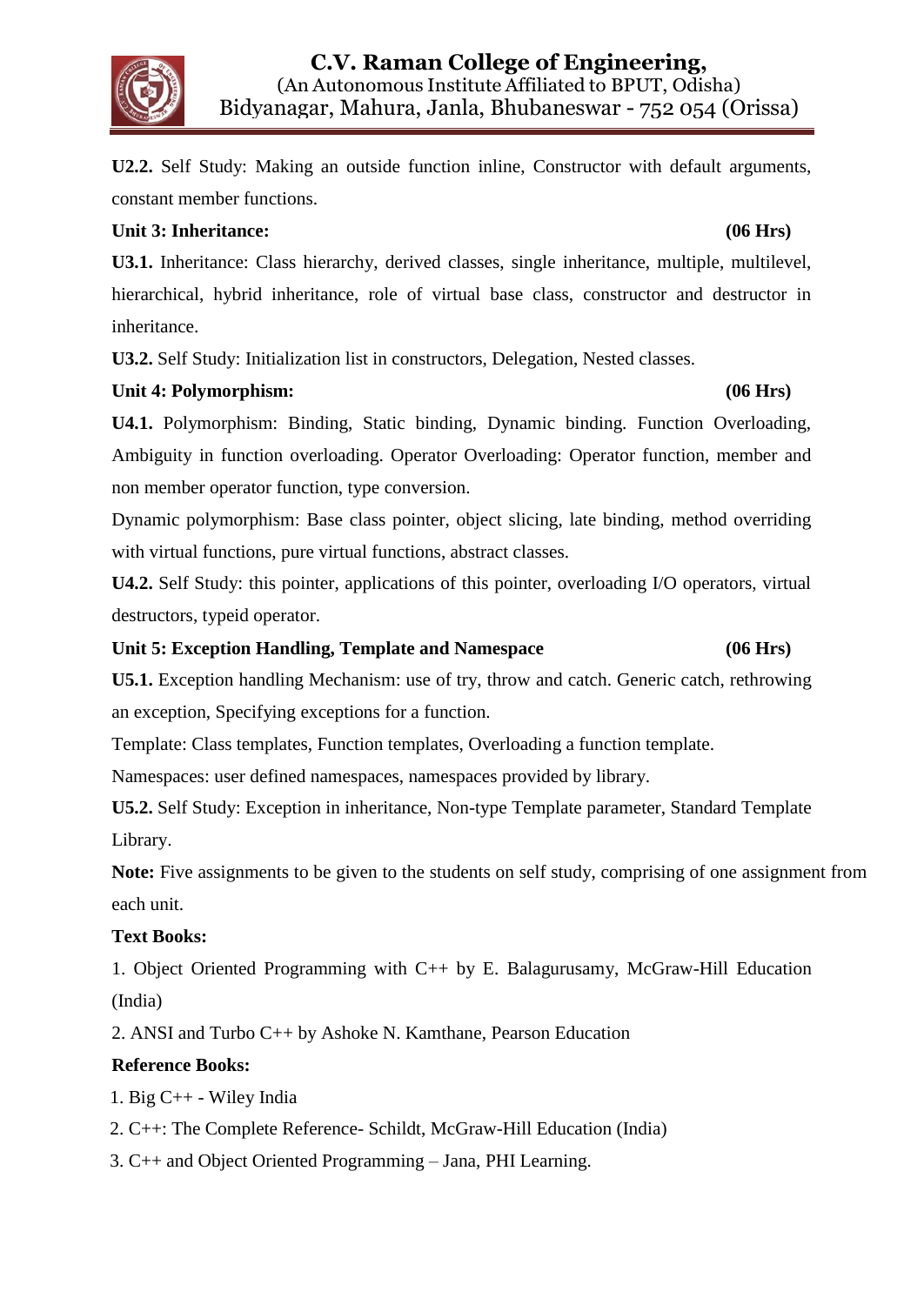**U2.2.** Self Study: Making an outside function inline, Constructor with default arguments, constant member functions.

**Unit 3: Inheritance: (06 Hrs)**

**U3.1.** Inheritance: Class hierarchy, derived classes, single inheritance, multiple, multilevel, hierarchical, hybrid inheritance, role of virtual base class, constructor and destructor in inheritance.

**U3.2.** Self Study: Initialization list in constructors, Delegation, Nested classes.

**Unit 4: Polymorphism: (06 Hrs)**

**U4.1.** Polymorphism: Binding, Static binding, Dynamic binding. Function Overloading, Ambiguity in function overloading. Operator Overloading: Operator function, member and non member operator function, type conversion.

Dynamic polymorphism: Base class pointer, object slicing, late binding, method overriding with virtual functions, pure virtual functions, abstract classes.

**U4.2.** Self Study: this pointer, applications of this pointer, overloading I/O operators, virtual destructors, typeid operator.

**Unit 5: Exception Handling, Template and Namespace (06 Hrs)**

**U5.1.** Exception handling Mechanism: use of try, throw and catch. Generic catch, rethrowing an exception, Specifying exceptions for a function.

Template: Class templates, Function templates, Overloading a function template.

Namespaces: user defined namespaces, namespaces provided by library.

**U5.2.** Self Study: Exception in inheritance, Non-type Template parameter, Standard Template Library.

**Note:** Five assignments to be given to the students on self study, comprising of one assignment from each unit.

**Text Books:**

1. Object Oriented Programming with C++ by E. Balagurusamy, McGraw-Hill Education (India)
2. ANSI and Turbo C++ by Ashoke N. Kamthane, Pearson Education

**Reference Books:**

1. Big C++ - Wiley India
2. C++: The Complete Reference- Schildt, McGraw-Hill Education (India)
3. C++ and Object Oriented Programming – Jana, PHI Learning.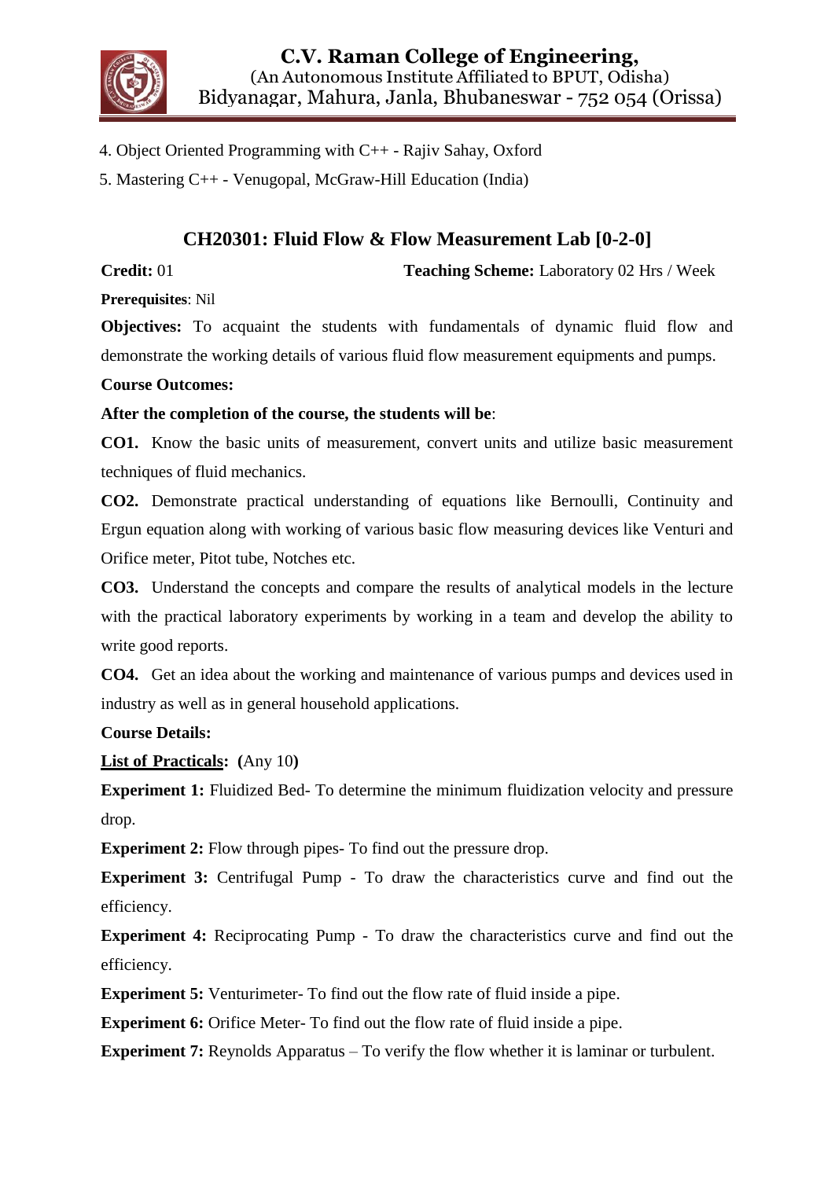4. Object Oriented Programming with C++ - Rajiv Sahay, Oxford

5. Mastering C++ - Venugopal, McGraw-Hill Education (India)

## CH20301: Fluid Flow & Flow Measurement Lab [0-2-0]

**Credit:** 01 **Teaching Scheme:** Laboratory 02 Hrs / Week

**Prerequisites**: Nil

**Objectives:** To acquaint the students with fundamentals of dynamic fluid flow and demonstrate the working details of various fluid flow measurement equipments and pumps.

**Course Outcomes:**

**After the completion of the course, the students will be**:

**CO1.** Know the basic units of measurement, convert units and utilize basic measurement techniques of fluid mechanics.

**CO2.** Demonstrate practical understanding of equations like Bernoulli, Continuity and Ergun equation along with working of various basic flow measuring devices like Venturi and Orifice meter, Pitot tube, Notches etc.

**CO3.** Understand the concepts and compare the results of analytical models in the lecture with the practical laboratory experiments by working in a team and develop the ability to write good reports.

**CO4.** Get an idea about the working and maintenance of various pumps and devices used in industry as well as in general household applications.

**Course Details:**

**List of Practicals: (**Any 10**)**

**Experiment 1:** Fluidized Bed- To determine the minimum fluidization velocity and pressure drop.

**Experiment 2:** Flow through pipes- To find out the pressure drop.

**Experiment 3:** Centrifugal Pump - To draw the characteristics curve and find out the efficiency.

**Experiment 4:** Reciprocating Pump - To draw the characteristics curve and find out the efficiency.

**Experiment 5:** Venturimeter- To find out the flow rate of fluid inside a pipe.

**Experiment 6:** Orifice Meter- To find out the flow rate of fluid inside a pipe.

**Experiment 7:** Reynolds Apparatus – To verify the flow whether it is laminar or turbulent.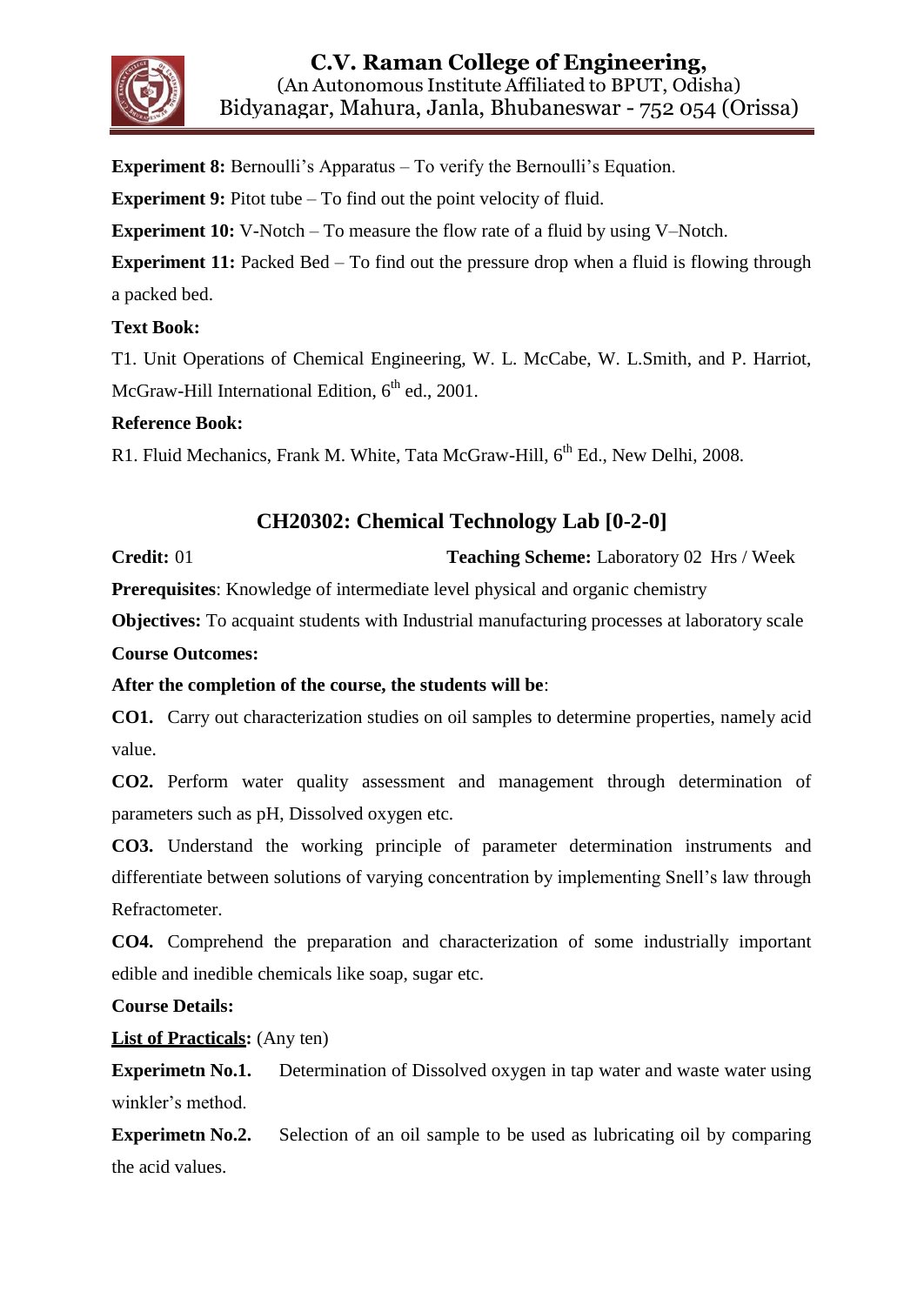**Experiment 8:** Bernoulli's Apparatus – To verify the Bernoulli's Equation.

**Experiment 9:** Pitot tube – To find out the point velocity of fluid.

**Experiment 10:** V-Notch – To measure the flow rate of a fluid by using V–Notch.

**Experiment 11:** Packed Bed – To find out the pressure drop when a fluid is flowing through a packed bed.

**Text Book:**

T1. Unit Operations of Chemical Engineering, W. L. McCabe, W. L.Smith, and P. Harriot, McGraw-Hill International Edition, 6th ed., 2001.

**Reference Book:**

R1. Fluid Mechanics, Frank M. White, Tata McGraw-Hill, 6th Ed., New Delhi, 2008.

## CH20302: Chemical Technology Lab [0-2-0]

**Credit:** 01 **Teaching Scheme:** Laboratory 02 Hrs / Week

**Prerequisites**: Knowledge of intermediate level physical and organic chemistry

**Objectives:** To acquaint students with Industrial manufacturing processes at laboratory scale

**Course Outcomes:**

**After the completion of the course, the students will be**:

**CO1.** Carry out characterization studies on oil samples to determine properties, namely acid value.

**CO2.** Perform water quality assessment and management through determination of parameters such as pH, Dissolved oxygen etc.

**CO3.** Understand the working principle of parameter determination instruments and differentiate between solutions of varying concentration by implementing Snell's law through Refractometer.

**CO4.** Comprehend the preparation and characterization of some industrially important edible and inedible chemicals like soap, sugar etc.

**Course Details:**

**List of Practicals:** (Any ten)

**Experimetn No.1.** Determination of Dissolved oxygen in tap water and waste water using winkler's method.

**Experimetn No.2.** Selection of an oil sample to be used as lubricating oil by comparing the acid values.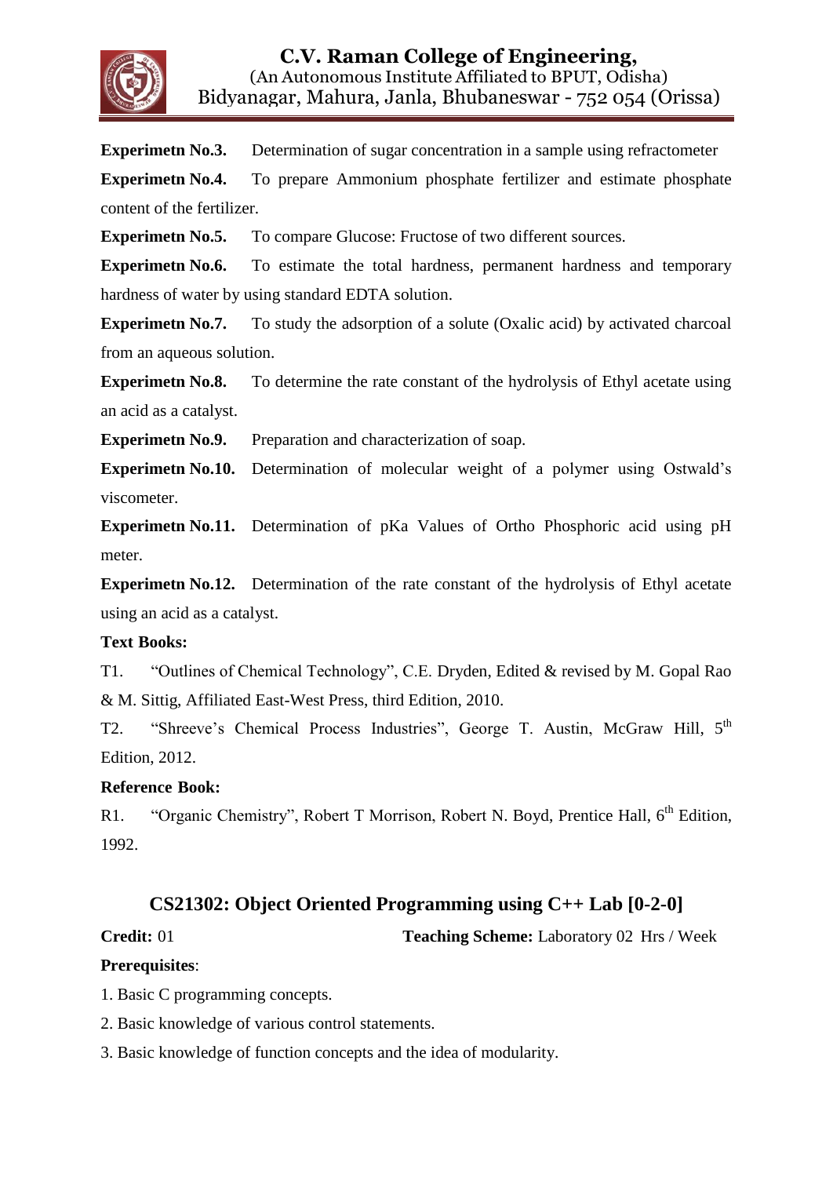**Experimetn No.3.** Determination of sugar concentration in a sample using refractometer

**Experimetn No.4.** To prepare Ammonium phosphate fertilizer and estimate phosphate content of the fertilizer.

**Experimetn No.5.** To compare Glucose: Fructose of two different sources.

**Experimetn No.6.** To estimate the total hardness, permanent hardness and temporary hardness of water by using standard EDTA solution.

**Experimetn No.7.** To study the adsorption of a solute (Oxalic acid) by activated charcoal from an aqueous solution.

**Experimetn No.8.** To determine the rate constant of the hydrolysis of Ethyl acetate using an acid as a catalyst.

**Experimetn No.9.** Preparation and characterization of soap.

**Experimetn No.10.** Determination of molecular weight of a polymer using Ostwald's viscometer.

**Experimetn No.11.** Determination of pKa Values of Ortho Phosphoric acid using pH meter.

**Experimetn No.12.** Determination of the rate constant of the hydrolysis of Ethyl acetate using an acid as a catalyst.

**Text Books:**

T1. "Outlines of Chemical Technology", C.E. Dryden, Edited & revised by M. Gopal Rao & M. Sittig, Affiliated East-West Press, third Edition, 2010.

T2. "Shreeve's Chemical Process Industries", George T. Austin, McGraw Hill, 5th Edition, 2012.

**Reference Book:**

R1. "Organic Chemistry", Robert T Morrison, Robert N. Boyd, Prentice Hall, 6th Edition, 1992.

## CS21302: Object Oriented Programming using C++ Lab [0-2-0]

**Credit:** 01 **Teaching Scheme:** Laboratory 02 Hrs / Week

**Prerequisites**:

1. Basic C programming concepts.
2. Basic knowledge of various control statements.
3. Basic knowledge of function concepts and the idea of modularity.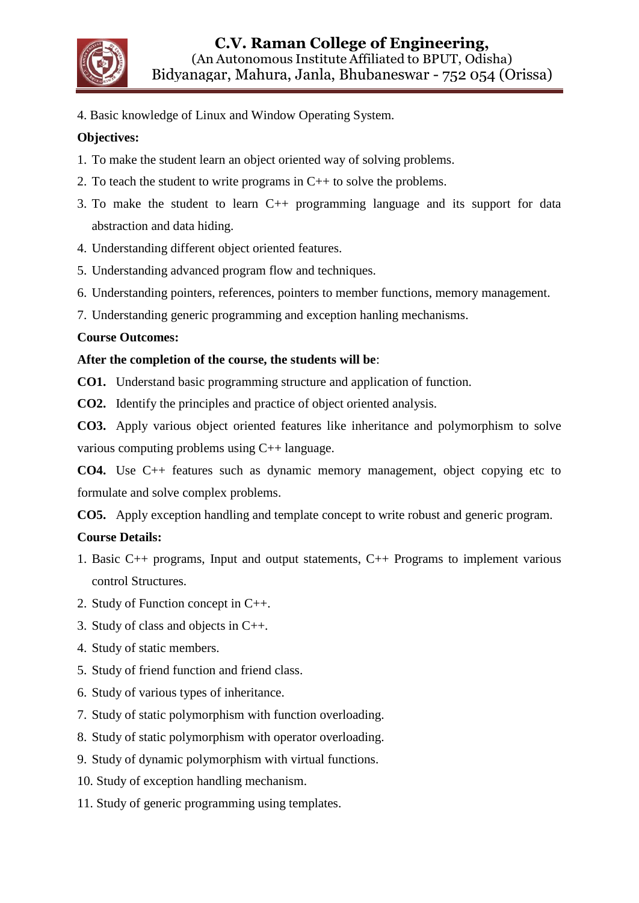4. Basic knowledge of Linux and Window Operating System.

**Objectives:**

1. To make the student learn an object oriented way of solving problems.
2. To teach the student to write programs in C++ to solve the problems.
3. To make the student to learn C++ programming language and its support for data abstraction and data hiding.
4. Understanding different object oriented features.
5. Understanding advanced program flow and techniques.
6. Understanding pointers, references, pointers to member functions, memory management.
7. Understanding generic programming and exception hanling mechanisms.

**Course Outcomes:**

**After the completion of the course, the students will be**:

**CO1.** Understand basic programming structure and application of function.

**CO2.** Identify the principles and practice of object oriented analysis.

**CO3.** Apply various object oriented features like inheritance and polymorphism to solve various computing problems using C++ language.

**CO4.** Use C++ features such as dynamic memory management, object copying etc to formulate and solve complex problems.

**CO5.** Apply exception handling and template concept to write robust and generic program.

**Course Details:**

1. Basic C++ programs, Input and output statements, C++ Programs to implement various control Structures.
2. Study of Function concept in C++.
3. Study of class and objects in C++.
4. Study of static members.
5. Study of friend function and friend class.
6. Study of various types of inheritance.
7. Study of static polymorphism with function overloading.
8. Study of static polymorphism with operator overloading.
9. Study of dynamic polymorphism with virtual functions.
10. Study of exception handling mechanism.
11. Study of generic programming using templates.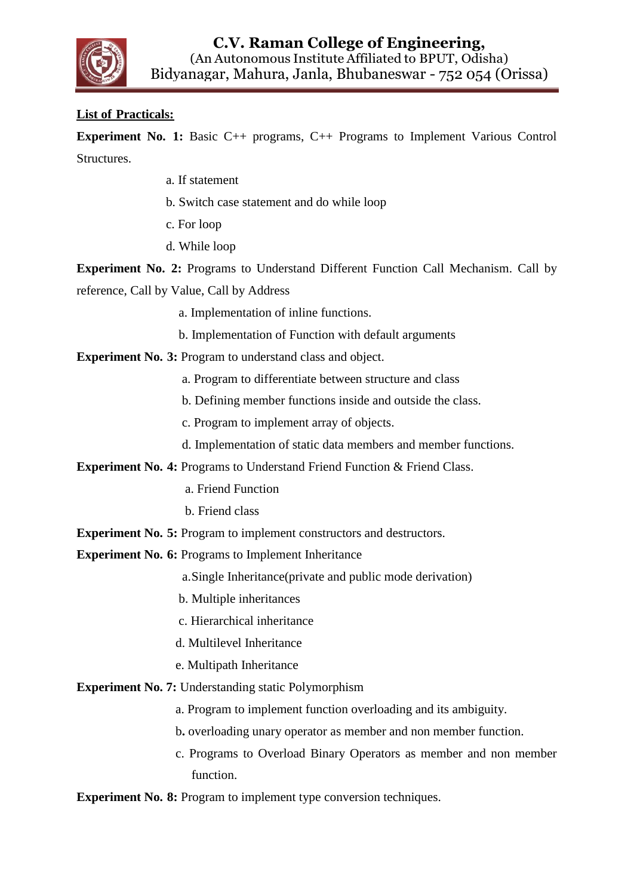**List of Practicals:**

**Experiment No. 1:** Basic C++ programs, C++ Programs to Implement Various Control Structures.

a. If statement

b. Switch case statement and do while loop

c. For loop

d. While loop

**Experiment No. 2:** Programs to Understand Different Function Call Mechanism. Call by reference, Call by Value, Call by Address

a. Implementation of inline functions.

b. Implementation of Function with default arguments

**Experiment No. 3:** Program to understand class and object.

a. Program to differentiate between structure and class

b. Defining member functions inside and outside the class.

c. Program to implement array of objects.

d. Implementation of static data members and member functions.

**Experiment No. 4:** Programs to Understand Friend Function & Friend Class.

a. Friend Function

b. Friend class

**Experiment No. 5:** Program to implement constructors and destructors.

**Experiment No. 6:** Programs to Implement Inheritance

a. Single Inheritance(private and public mode derivation)

b. Multiple inheritances

c. Hierarchical inheritance

d. Multilevel Inheritance

e. Multipath Inheritance

**Experiment No. 7:** Understanding static Polymorphism

a. Program to implement function overloading and its ambiguity.

b**.** overloading unary operator as member and non member function.

c. Programs to Overload Binary Operators as member and non member function.

**Experiment No. 8:** Program to implement type conversion techniques.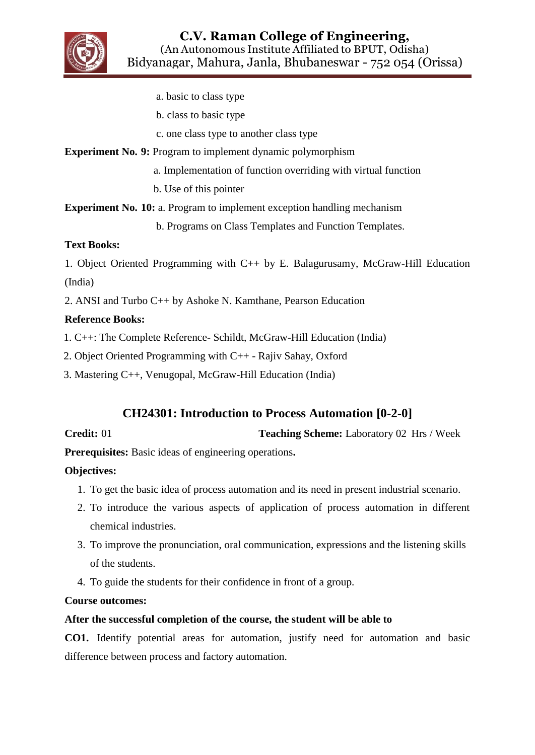a. basic to class type

b. class to basic type

c. one class type to another class type

**Experiment No. 9:** Program to implement dynamic polymorphism

a. Implementation of function overriding with virtual function

b. Use of this pointer

**Experiment No. 10:** a. Program to implement exception handling mechanism

b. Programs on Class Templates and Function Templates.

**Text Books:**

1. Object Oriented Programming with C++ by E. Balagurusamy, McGraw-Hill Education (India)
2. ANSI and Turbo C++ by Ashoke N. Kamthane, Pearson Education

**Reference Books:**

1. C++: The Complete Reference- Schildt, McGraw-Hill Education (India)
2. Object Oriented Programming with C++ - Rajiv Sahay, Oxford
3. Mastering C++, Venugopal, McGraw-Hill Education (India)

## CH24301: Introduction to Process Automation [0-2-0]

**Credit:** 01 **Teaching Scheme:** Laboratory 02 Hrs / Week

**Prerequisites:** Basic ideas of engineering operations**.**

**Objectives:**

1. To get the basic idea of process automation and its need in present industrial scenario.
2. To introduce the various aspects of application of process automation in different chemical industries.
3. To improve the pronunciation, oral communication, expressions and the listening skills of the students.
4. To guide the students for their confidence in front of a group.

**Course outcomes:**

**After the successful completion of the course, the student will be able to**

**CO1.** Identify potential areas for automation, justify need for automation and basic difference between process and factory automation.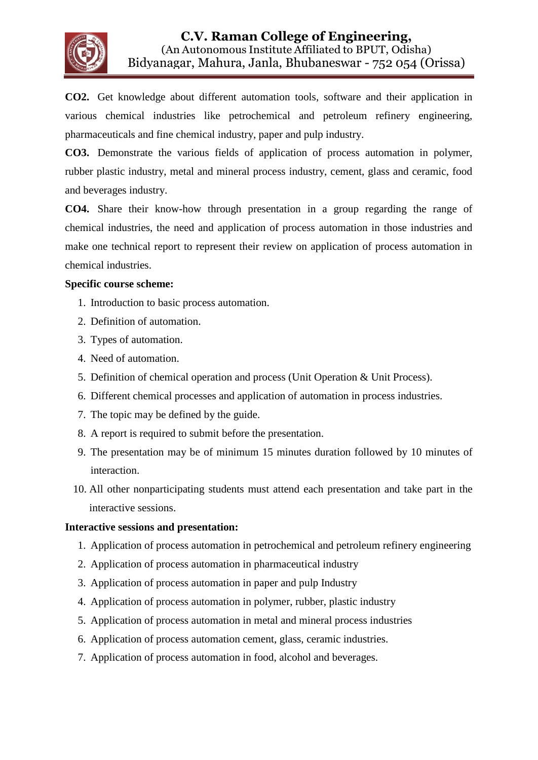**CO2.** Get knowledge about different automation tools, software and their application in various chemical industries like petrochemical and petroleum refinery engineering, pharmaceuticals and fine chemical industry, paper and pulp industry.

**CO3.** Demonstrate the various fields of application of process automation in polymer, rubber plastic industry, metal and mineral process industry, cement, glass and ceramic, food and beverages industry.

**CO4.** Share their know-how through presentation in a group regarding the range of chemical industries, the need and application of process automation in those industries and make one technical report to represent their review on application of process automation in chemical industries.

**Specific course scheme:**

1. Introduction to basic process automation.
2. Definition of automation.
3. Types of automation.
4. Need of automation.
5. Definition of chemical operation and process (Unit Operation & Unit Process).
6. Different chemical processes and application of automation in process industries.
7. The topic may be defined by the guide.
8. A report is required to submit before the presentation.
9. The presentation may be of minimum 15 minutes duration followed by 10 minutes of interaction.
10. All other nonparticipating students must attend each presentation and take part in the interactive sessions.

**Interactive sessions and presentation:**

1. Application of process automation in petrochemical and petroleum refinery engineering
2. Application of process automation in pharmaceutical industry
3. Application of process automation in paper and pulp Industry
4. Application of process automation in polymer, rubber, plastic industry
5. Application of process automation in metal and mineral process industries
6. Application of process automation cement, glass, ceramic industries.
7. Application of process automation in food, alcohol and beverages.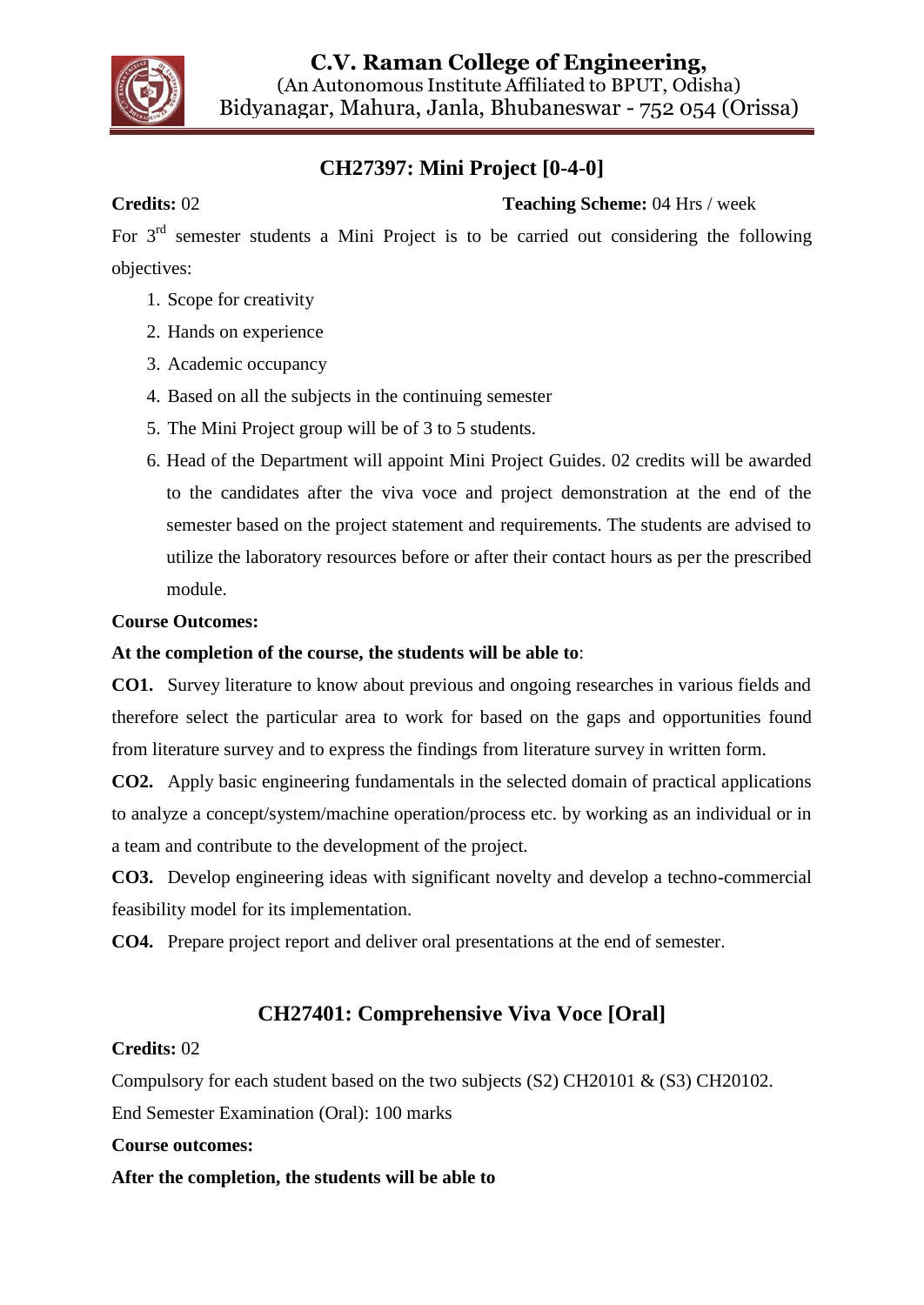## CH27397: Mini Project [0-4-0]

**Credits:** 02 **Teaching Scheme:** 04 Hrs / week

For 3rd semester students a Mini Project is to be carried out considering the following objectives:

1. Scope for creativity
2. Hands on experience
3. Academic occupancy
4. Based on all the subjects in the continuing semester
5. The Mini Project group will be of 3 to 5 students.
6. Head of the Department will appoint Mini Project Guides. 02 credits will be awarded to the candidates after the viva voce and project demonstration at the end of the semester based on the project statement and requirements. The students are advised to utilize the laboratory resources before or after their contact hours as per the prescribed module.

**Course Outcomes:**

**At the completion of the course, the students will be able to**:

**CO1.** Survey literature to know about previous and ongoing researches in various fields and therefore select the particular area to work for based on the gaps and opportunities found from literature survey and to express the findings from literature survey in written form.

**CO2.** Apply basic engineering fundamentals in the selected domain of practical applications to analyze a concept/system/machine operation/process etc. by working as an individual or in a team and contribute to the development of the project.

**CO3.** Develop engineering ideas with significant novelty and develop a techno-commercial feasibility model for its implementation.

**CO4.** Prepare project report and deliver oral presentations at the end of semester.

## CH27401: Comprehensive Viva Voce [Oral]

**Credits:** 02

Compulsory for each student based on the two subjects (S2) CH20101 & (S3) CH20102.

End Semester Examination (Oral): 100 marks

**Course outcomes:**

**After the completion, the students will be able to**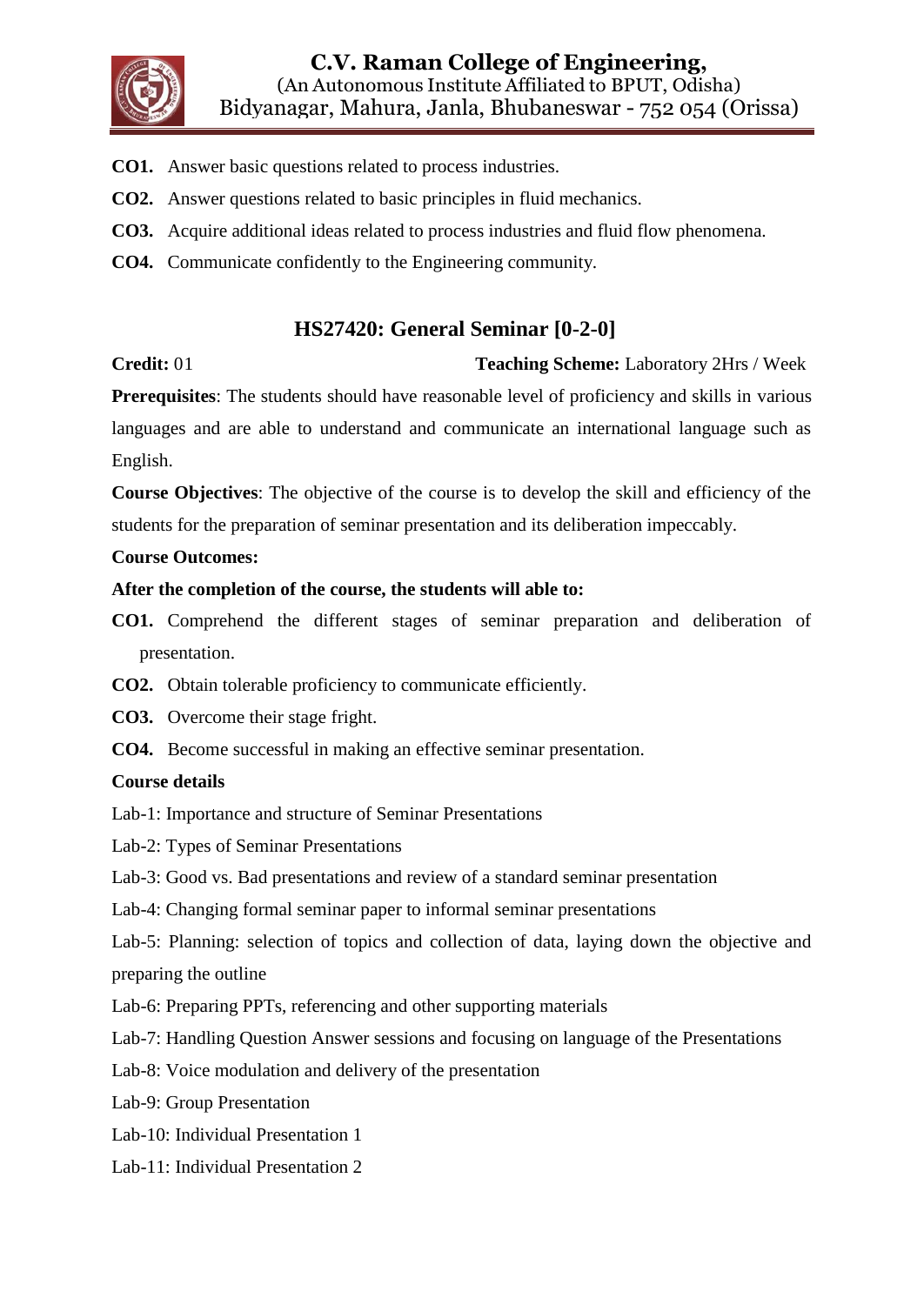**CO1.** Answer basic questions related to process industries.

**CO2.** Answer questions related to basic principles in fluid mechanics.

**CO3.** Acquire additional ideas related to process industries and fluid flow phenomena.

**CO4.** Communicate confidently to the Engineering community.

## HS27420: General Seminar [0-2-0]

**Credit:** 01 **Teaching Scheme:** Laboratory 2Hrs / Week

**Prerequisites**: The students should have reasonable level of proficiency and skills in various languages and are able to understand and communicate an international language such as English.

**Course Objectives**: The objective of the course is to develop the skill and efficiency of the students for the preparation of seminar presentation and its deliberation impeccably.

**Course Outcomes:**

**After the completion of the course, the students will able to:**

**CO1.** Comprehend the different stages of seminar preparation and deliberation of presentation.

**CO2.** Obtain tolerable proficiency to communicate efficiently.

**CO3.** Overcome their stage fright.

**CO4.** Become successful in making an effective seminar presentation.

**Course details**

Lab-1: Importance and structure of Seminar Presentations

Lab-2: Types of Seminar Presentations

Lab-3: Good vs. Bad presentations and review of a standard seminar presentation

Lab-4: Changing formal seminar paper to informal seminar presentations

Lab-5: Planning: selection of topics and collection of data, laying down the objective and preparing the outline

Lab-6: Preparing PPTs, referencing and other supporting materials

Lab-7: Handling Question Answer sessions and focusing on language of the Presentations

Lab-8: Voice modulation and delivery of the presentation

Lab-9: Group Presentation

Lab-10: Individual Presentation 1

Lab-11: Individual Presentation 2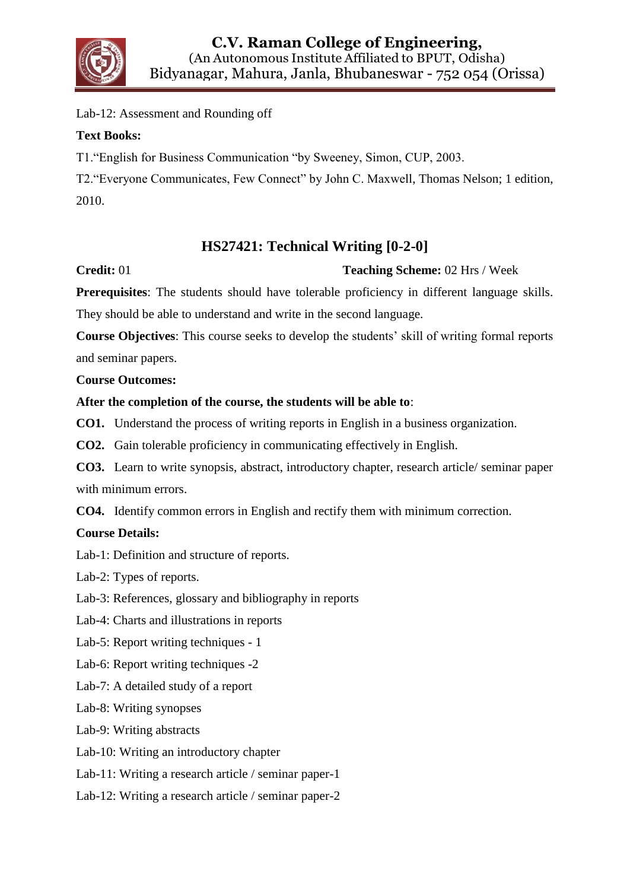Lab-12: Assessment and Rounding off

**Text Books:**

T1."English for Business Communication "by Sweeney, Simon, CUP, 2003.

T2."Everyone Communicates, Few Connect" by John C. Maxwell, Thomas Nelson; 1 edition, 2010.

## HS27421: Technical Writing [0-2-0]

**Credit:** 01 **Teaching Scheme:** 02 Hrs / Week

**Prerequisites**: The students should have tolerable proficiency in different language skills. They should be able to understand and write in the second language.

**Course Objectives**: This course seeks to develop the students' skill of writing formal reports and seminar papers.

**Course Outcomes:**

**After the completion of the course, the students will be able to**:

**CO1.** Understand the process of writing reports in English in a business organization.

**CO2.** Gain tolerable proficiency in communicating effectively in English.

**CO3.** Learn to write synopsis, abstract, introductory chapter, research article/ seminar paper with minimum errors.

**CO4.** Identify common errors in English and rectify them with minimum correction.

**Course Details:**

Lab-1: Definition and structure of reports.

Lab-2: Types of reports.

Lab-3: References, glossary and bibliography in reports

Lab-4: Charts and illustrations in reports

Lab-5: Report writing techniques - 1

Lab-6: Report writing techniques -2

Lab-7: A detailed study of a report

Lab-8: Writing synopses

Lab-9: Writing abstracts

Lab-10: Writing an introductory chapter

Lab-11: Writing a research article / seminar paper-1

Lab-12: Writing a research article / seminar paper-2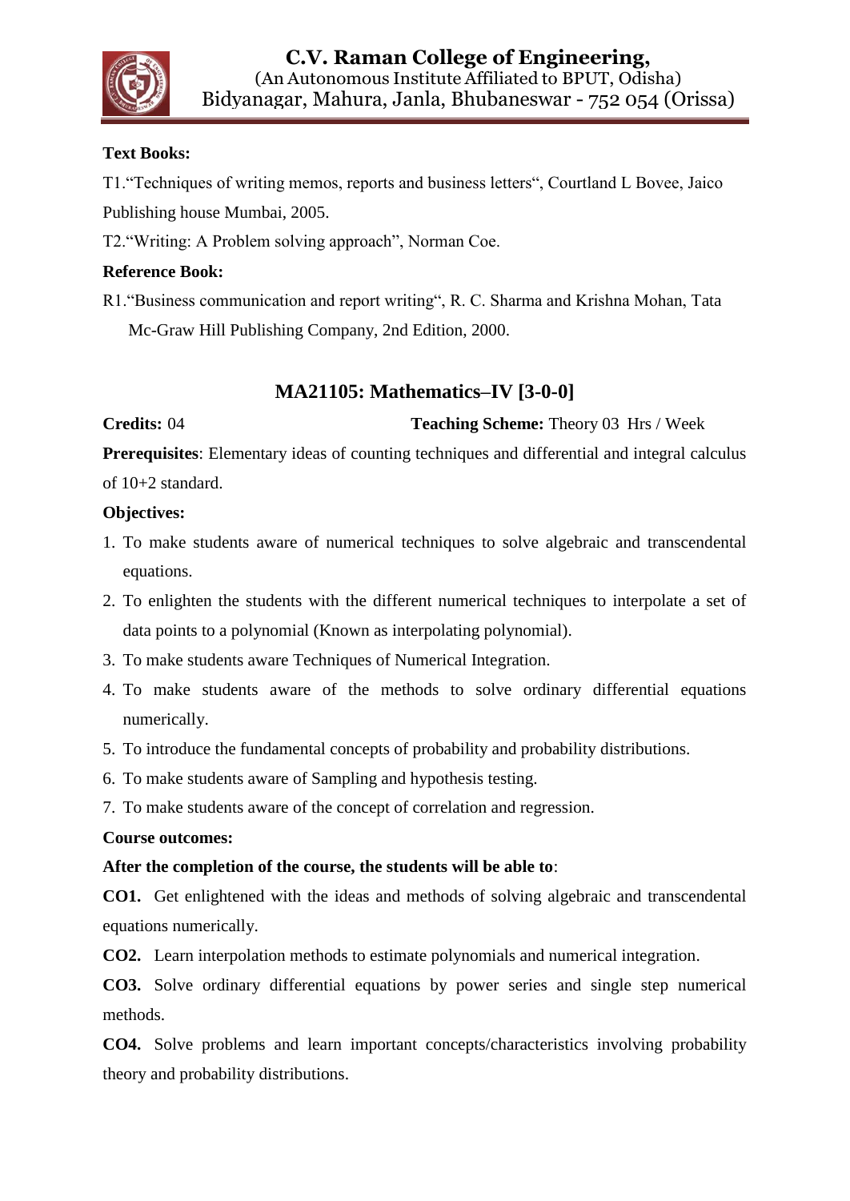**Text Books:**

T1."Techniques of writing memos, reports and business letters", Courtland L Bovee, Jaico Publishing house Mumbai, 2005.

T2."Writing: A Problem solving approach", Norman Coe.

**Reference Book:**

R1."Business communication and report writing", R. C. Sharma and Krishna Mohan, Tata Mc-Graw Hill Publishing Company, 2nd Edition, 2000.

## MA21105: Mathematics–IV [3-0-0]

**Credits:** 04 **Teaching Scheme:** Theory 03 Hrs / Week

**Prerequisites**: Elementary ideas of counting techniques and differential and integral calculus of 10+2 standard.

**Objectives:**

1. To make students aware of numerical techniques to solve algebraic and transcendental equations.
2. To enlighten the students with the different numerical techniques to interpolate a set of data points to a polynomial (Known as interpolating polynomial).
3. To make students aware Techniques of Numerical Integration.
4. To make students aware of the methods to solve ordinary differential equations numerically.
5. To introduce the fundamental concepts of probability and probability distributions.
6. To make students aware of Sampling and hypothesis testing.
7. To make students aware of the concept of correlation and regression.

**Course outcomes:**

**After the completion of the course, the students will be able to**:

**CO1.** Get enlightened with the ideas and methods of solving algebraic and transcendental equations numerically.

**CO2.** Learn interpolation methods to estimate polynomials and numerical integration.

**CO3.** Solve ordinary differential equations by power series and single step numerical methods.

**CO4.** Solve problems and learn important concepts/characteristics involving probability theory and probability distributions.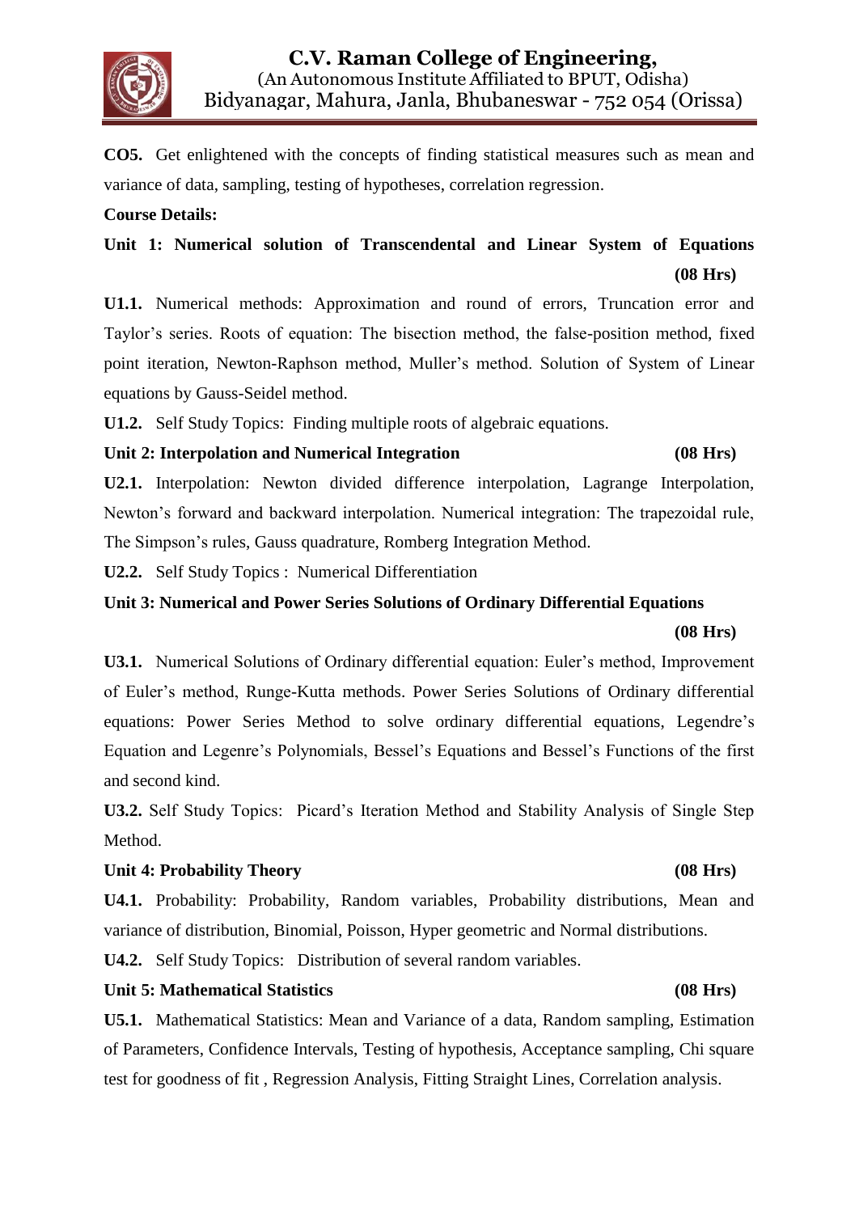**CO5.** Get enlightened with the concepts of finding statistical measures such as mean and variance of data, sampling, testing of hypotheses, correlation regression.

**Course Details:**

**Unit 1: Numerical solution of Transcendental and Linear System of Equations (08 Hrs)**

**U1.1.** Numerical methods: Approximation and round of errors, Truncation error and Taylor's series. Roots of equation: The bisection method, the false-position method, fixed point iteration, Newton-Raphson method, Muller's method. Solution of System of Linear equations by Gauss-Seidel method.

**U1.2.** Self Study Topics: Finding multiple roots of algebraic equations.

**Unit 2: Interpolation and Numerical Integration (08 Hrs)**

**U2.1.** Interpolation: Newton divided difference interpolation, Lagrange Interpolation, Newton's forward and backward interpolation. Numerical integration: The trapezoidal rule, The Simpson's rules, Gauss quadrature, Romberg Integration Method.

**U2.2.** Self Study Topics : Numerical Differentiation

**Unit 3: Numerical and Power Series Solutions of Ordinary Differential Equations (08 Hrs)**

**U3.1.** Numerical Solutions of Ordinary differential equation: Euler's method, Improvement of Euler's method, Runge-Kutta methods. Power Series Solutions of Ordinary differential equations: Power Series Method to solve ordinary differential equations, Legendre's Equation and Legenre's Polynomials, Bessel's Equations and Bessel's Functions of the first and second kind.

**U3.2.** Self Study Topics: Picard's Iteration Method and Stability Analysis of Single Step Method.

**Unit 4: Probability Theory (08 Hrs)**

**U4.1.** Probability: Probability, Random variables, Probability distributions, Mean and variance of distribution, Binomial, Poisson, Hyper geometric and Normal distributions.

**U4.2.** Self Study Topics: Distribution of several random variables.

**Unit 5: Mathematical Statistics (08 Hrs)**

**U5.1.** Mathematical Statistics: Mean and Variance of a data, Random sampling, Estimation of Parameters, Confidence Intervals, Testing of hypothesis, Acceptance sampling, Chi square test for goodness of fit , Regression Analysis, Fitting Straight Lines, Correlation analysis.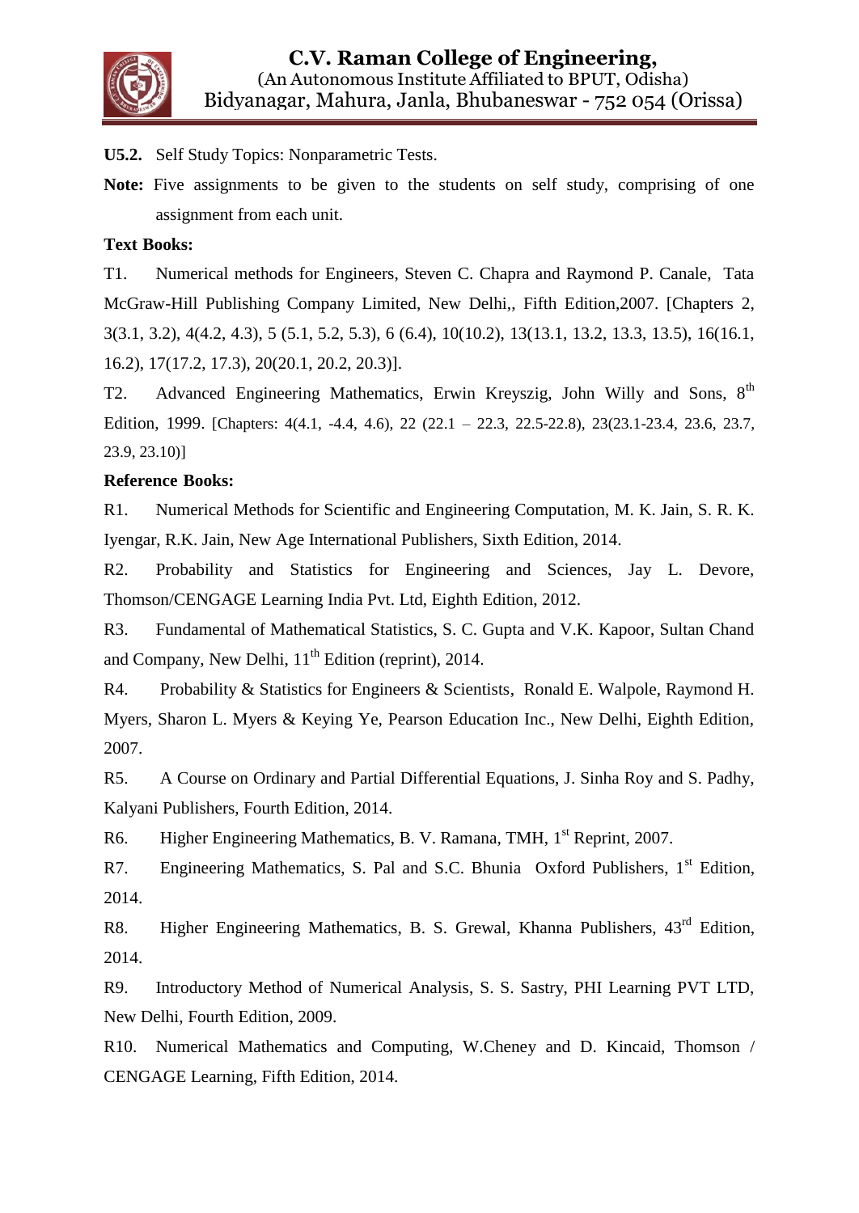**U5.2.** Self Study Topics: Nonparametric Tests.

**Note:** Five assignments to be given to the students on self study, comprising of one assignment from each unit.

**Text Books:**

T1. Numerical methods for Engineers, Steven C. Chapra and Raymond P. Canale, Tata McGraw-Hill Publishing Company Limited, New Delhi,, Fifth Edition,2007. [Chapters 2, 3(3.1, 3.2), 4(4.2, 4.3), 5 (5.1, 5.2, 5.3), 6 (6.4), 10(10.2), 13(13.1, 13.2, 13.3, 13.5), 16(16.1, 16.2), 17(17.2, 17.3), 20(20.1, 20.2, 20.3)].

T2. Advanced Engineering Mathematics, Erwin Kreyszig, John Willy and Sons, 8th Edition, 1999. [Chapters: 4(4.1, -4.4, 4.6), 22 (22.1 – 22.3, 22.5-22.8), 23(23.1-23.4, 23.6, 23.7, 23.9, 23.10)]

**Reference Books:**

R1. Numerical Methods for Scientific and Engineering Computation, M. K. Jain, S. R. K. Iyengar, R.K. Jain, New Age International Publishers, Sixth Edition, 2014.

R2. Probability and Statistics for Engineering and Sciences, Jay L. Devore, Thomson/CENGAGE Learning India Pvt. Ltd, Eighth Edition, 2012.

R3. Fundamental of Mathematical Statistics, S. C. Gupta and V.K. Kapoor, Sultan Chand and Company, New Delhi, 11th Edition (reprint), 2014.

R4. Probability & Statistics for Engineers & Scientists, Ronald E. Walpole, Raymond H. Myers, Sharon L. Myers & Keying Ye, Pearson Education Inc., New Delhi, Eighth Edition, 2007.

R5. A Course on Ordinary and Partial Differential Equations, J. Sinha Roy and S. Padhy, Kalyani Publishers, Fourth Edition, 2014.

R6. Higher Engineering Mathematics, B. V. Ramana, TMH, 1st Reprint, 2007.

R7. Engineering Mathematics, S. Pal and S.C. Bhunia Oxford Publishers, 1st Edition, 2014.

R8. Higher Engineering Mathematics, B. S. Grewal, Khanna Publishers, 43rd Edition, 2014.

R9. Introductory Method of Numerical Analysis, S. S. Sastry, PHI Learning PVT LTD, New Delhi, Fourth Edition, 2009.

R10. Numerical Mathematics and Computing, W.Cheney and D. Kincaid, Thomson / CENGAGE Learning, Fifth Edition, 2014.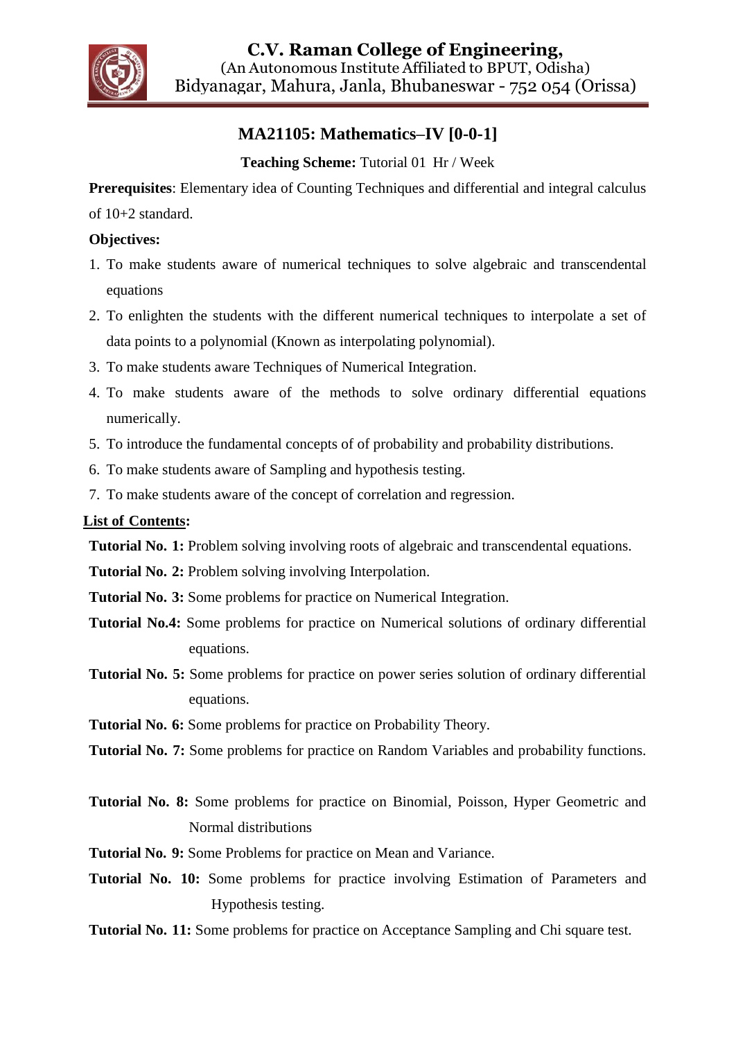# C.V. Raman College of Engineering,

(An Autonomous Institute Affiliated to BPUT, Odisha)
Bidyanagar, Mahura, Janla, Bhubaneswar - 752 054 (Orissa)

## MA21105: Mathematics–IV [0-0-1]

**Teaching Scheme:** Tutorial 01 Hr / Week

**Prerequisites**: Elementary idea of Counting Techniques and differential and integral calculus of 10+2 standard.

**Objectives:**

1. To make students aware of numerical techniques to solve algebraic and transcendental equations
2. To enlighten the students with the different numerical techniques to interpolate a set of data points to a polynomial (Known as interpolating polynomial).
3. To make students aware Techniques of Numerical Integration.
4. To make students aware of the methods to solve ordinary differential equations numerically.
5. To introduce the fundamental concepts of of probability and probability distributions.
6. To make students aware of Sampling and hypothesis testing.
7. To make students aware of the concept of correlation and regression.

**List of Contents:**

**Tutorial No. 1:** Problem solving involving roots of algebraic and transcendental equations.

**Tutorial No. 2:** Problem solving involving Interpolation.

**Tutorial No. 3:** Some problems for practice on Numerical Integration.

**Tutorial No.4:** Some problems for practice on Numerical solutions of ordinary differential equations.

**Tutorial No. 5:** Some problems for practice on power series solution of ordinary differential equations.

**Tutorial No. 6:** Some problems for practice on Probability Theory.

**Tutorial No. 7:** Some problems for practice on Random Variables and probability functions.

**Tutorial No. 8:** Some problems for practice on Binomial, Poisson, Hyper Geometric and Normal distributions

**Tutorial No. 9:** Some Problems for practice on Mean and Variance.

**Tutorial No. 10:** Some problems for practice involving Estimation of Parameters and Hypothesis testing.

**Tutorial No. 11:** Some problems for practice on Acceptance Sampling and Chi square test.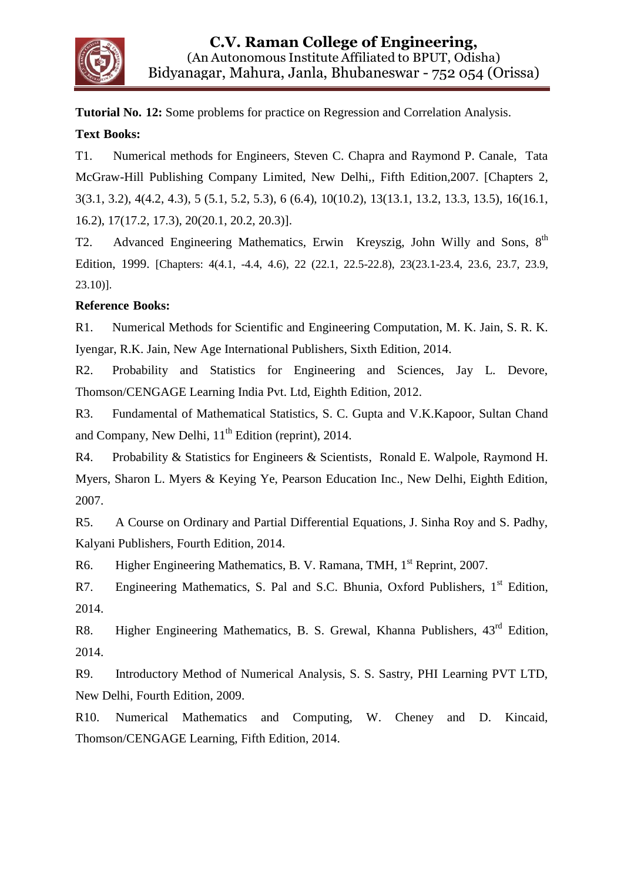**Tutorial No. 12:** Some problems for practice on Regression and Correlation Analysis.

**Text Books:**

T1. Numerical methods for Engineers, Steven C. Chapra and Raymond P. Canale, Tata McGraw-Hill Publishing Company Limited, New Delhi,, Fifth Edition,2007. [Chapters 2, 3(3.1, 3.2), 4(4.2, 4.3), 5 (5.1, 5.2, 5.3), 6 (6.4), 10(10.2), 13(13.1, 13.2, 13.3, 13.5), 16(16.1, 16.2), 17(17.2, 17.3), 20(20.1, 20.2, 20.3)].

T2. Advanced Engineering Mathematics, Erwin Kreyszig, John Willy and Sons, 8th Edition, 1999. [Chapters: 4(4.1, -4.4, 4.6), 22 (22.1, 22.5-22.8), 23(23.1-23.4, 23.6, 23.7, 23.9, 23.10)].

**Reference Books:**

R1. Numerical Methods for Scientific and Engineering Computation, M. K. Jain, S. R. K. Iyengar, R.K. Jain, New Age International Publishers, Sixth Edition, 2014.

R2. Probability and Statistics for Engineering and Sciences, Jay L. Devore, Thomson/CENGAGE Learning India Pvt. Ltd, Eighth Edition, 2012.

R3. Fundamental of Mathematical Statistics, S. C. Gupta and V.K.Kapoor, Sultan Chand and Company, New Delhi, 11th Edition (reprint), 2014.

R4. Probability & Statistics for Engineers & Scientists, Ronald E. Walpole, Raymond H. Myers, Sharon L. Myers & Keying Ye, Pearson Education Inc., New Delhi, Eighth Edition, 2007.

R5. A Course on Ordinary and Partial Differential Equations, J. Sinha Roy and S. Padhy, Kalyani Publishers, Fourth Edition, 2014.

R6. Higher Engineering Mathematics, B. V. Ramana, TMH, 1st Reprint, 2007.

R7. Engineering Mathematics, S. Pal and S.C. Bhunia, Oxford Publishers, 1st Edition, 2014.

R8. Higher Engineering Mathematics, B. S. Grewal, Khanna Publishers, 43rd Edition, 2014.

R9. Introductory Method of Numerical Analysis, S. S. Sastry, PHI Learning PVT LTD, New Delhi, Fourth Edition, 2009.

R10. Numerical Mathematics and Computing, W. Cheney and D. Kincaid, Thomson/CENGAGE Learning, Fifth Edition, 2014.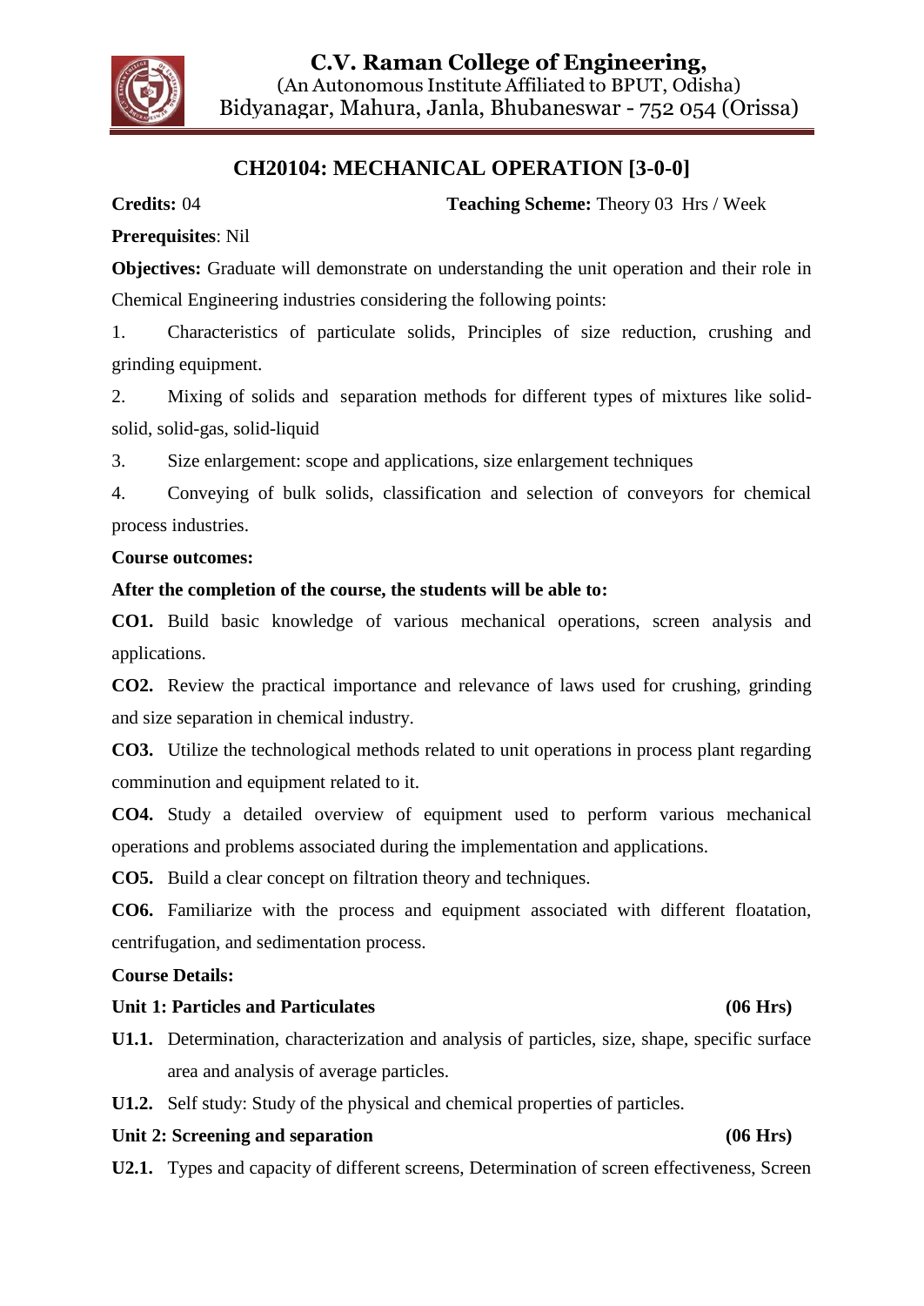## CH20104: MECHANICAL OPERATION [3-0-0]

**Credits:** 04 **Teaching Scheme:** Theory 03 Hrs / Week

**Prerequisites**: Nil

**Objectives:** Graduate will demonstrate on understanding the unit operation and their role in Chemical Engineering industries considering the following points:

1. Characteristics of particulate solids, Principles of size reduction, crushing and grinding equipment.
2. Mixing of solids and separation methods for different types of mixtures like solid-solid, solid-gas, solid-liquid
3. Size enlargement: scope and applications, size enlargement techniques
4. Conveying of bulk solids, classification and selection of conveyors for chemical process industries.

**Course outcomes:**

**After the completion of the course, the students will be able to:**

**CO1.** Build basic knowledge of various mechanical operations, screen analysis and applications.

**CO2.** Review the practical importance and relevance of laws used for crushing, grinding and size separation in chemical industry.

**CO3.** Utilize the technological methods related to unit operations in process plant regarding comminution and equipment related to it.

**CO4.** Study a detailed overview of equipment used to perform various mechanical operations and problems associated during the implementation and applications.

**CO5.** Build a clear concept on filtration theory and techniques.

**CO6.** Familiarize with the process and equipment associated with different floatation, centrifugation, and sedimentation process.

**Course Details:**

**Unit 1: Particles and Particulates (06 Hrs)**

**U1.1.** Determination, characterization and analysis of particles, size, shape, specific surface area and analysis of average particles.

**U1.2.** Self study: Study of the physical and chemical properties of particles.

**Unit 2: Screening and separation (06 Hrs)**

**U2.1.** Types and capacity of different screens, Determination of screen effectiveness, Screen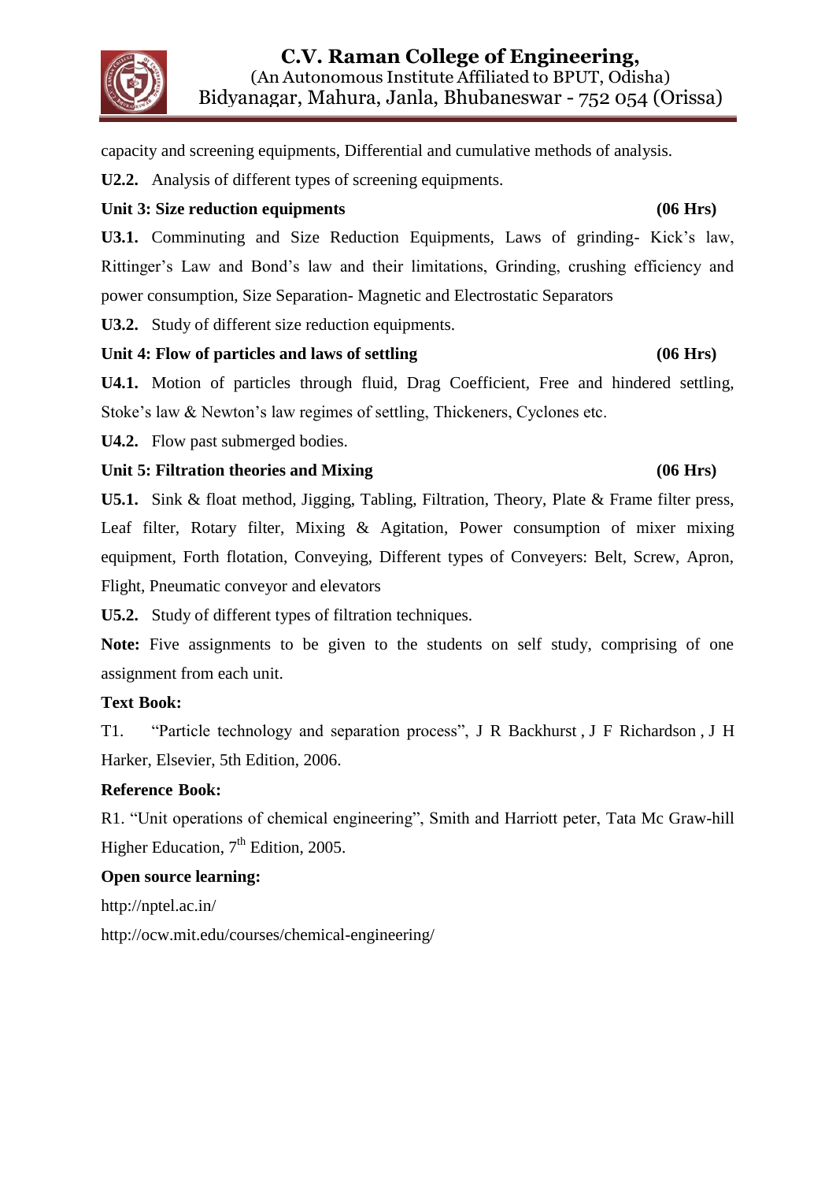capacity and screening equipments, Differential and cumulative methods of analysis.

**U2.2.** Analysis of different types of screening equipments.

**Unit 3: Size reduction equipments** **(06 Hrs)**

**U3.1.** Comminuting and Size Reduction Equipments, Laws of grinding- Kick's law, Rittinger's Law and Bond's law and their limitations, Grinding, crushing efficiency and power consumption, Size Separation- Magnetic and Electrostatic Separators

**U3.2.** Study of different size reduction equipments.

**Unit 4: Flow of particles and laws of settling** **(06 Hrs)**

**U4.1.** Motion of particles through fluid, Drag Coefficient, Free and hindered settling, Stoke's law & Newton's law regimes of settling, Thickeners, Cyclones etc.

**U4.2.** Flow past submerged bodies.

**Unit 5: Filtration theories and Mixing** **(06 Hrs)**

**U5.1.** Sink & float method, Jigging, Tabling, Filtration, Theory, Plate & Frame filter press, Leaf filter, Rotary filter, Mixing & Agitation, Power consumption of mixer mixing equipment, Forth flotation, Conveying, Different types of Conveyers: Belt, Screw, Apron, Flight, Pneumatic conveyor and elevators

**U5.2.** Study of different types of filtration techniques.

**Note:** Five assignments to be given to the students on self study, comprising of one assignment from each unit.

**Text Book:**

T1. "Particle technology and separation process", J R Backhurst , J F Richardson , J H Harker, Elsevier, 5th Edition, 2006.

**Reference Book:**

R1. "Unit operations of chemical engineering", Smith and Harriott peter, Tata Mc Graw-hill Higher Education, 7th Edition, 2005.

**Open source learning:**

http://nptel.ac.in/

http://ocw.mit.edu/courses/chemical-engineering/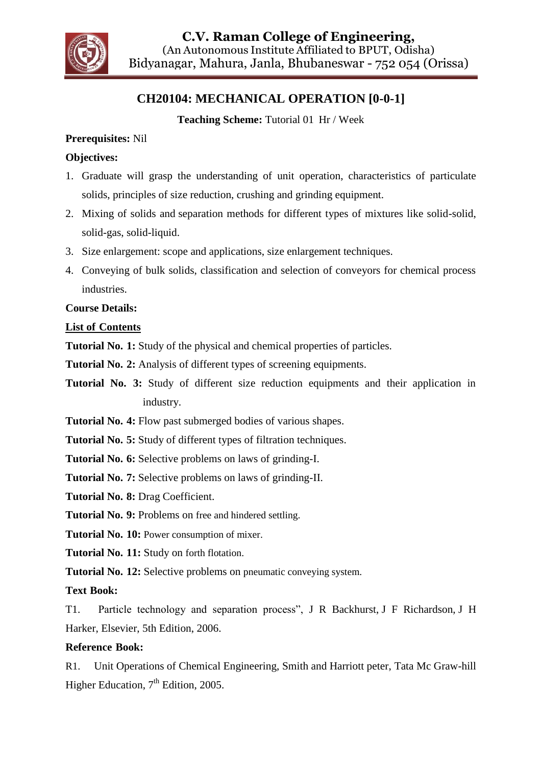# C.V. Raman College of Engineering,

(An Autonomous Institute Affiliated to BPUT, Odisha)
Bidyanagar, Mahura, Janla, Bhubaneswar - 752 054 (Orissa)

## CH20104: MECHANICAL OPERATION [0-0-1]

**Teaching Scheme:** Tutorial 01 Hr / Week

**Prerequisites:** Nil

**Objectives:**

1. Graduate will grasp the understanding of unit operation, characteristics of particulate solids, principles of size reduction, crushing and grinding equipment.
2. Mixing of solids and separation methods for different types of mixtures like solid-solid, solid-gas, solid-liquid.
3. Size enlargement: scope and applications, size enlargement techniques.
4. Conveying of bulk solids, classification and selection of conveyors for chemical process industries.

**Course Details:**

**List of Contents**

**Tutorial No. 1:** Study of the physical and chemical properties of particles.

**Tutorial No. 2:** Analysis of different types of screening equipments.

**Tutorial No. 3:** Study of different size reduction equipments and their application in industry.

**Tutorial No. 4:** Flow past submerged bodies of various shapes.

**Tutorial No. 5:** Study of different types of filtration techniques.

**Tutorial No. 6:** Selective problems on laws of grinding-I.

**Tutorial No. 7:** Selective problems on laws of grinding-II.

**Tutorial No. 8:** Drag Coefficient.

**Tutorial No. 9:** Problems on free and hindered settling.

**Tutorial No. 10:** Power consumption of mixer.

**Tutorial No. 11:** Study on forth flotation.

**Tutorial No. 12:** Selective problems on pneumatic conveying system.

**Text Book:**

T1. Particle technology and separation process", J R Backhurst, J F Richardson, J H Harker, Elsevier, 5th Edition, 2006.

**Reference Book:**

R1. Unit Operations of Chemical Engineering, Smith and Harriott peter, Tata Mc Graw-hill Higher Education, 7th Edition, 2005.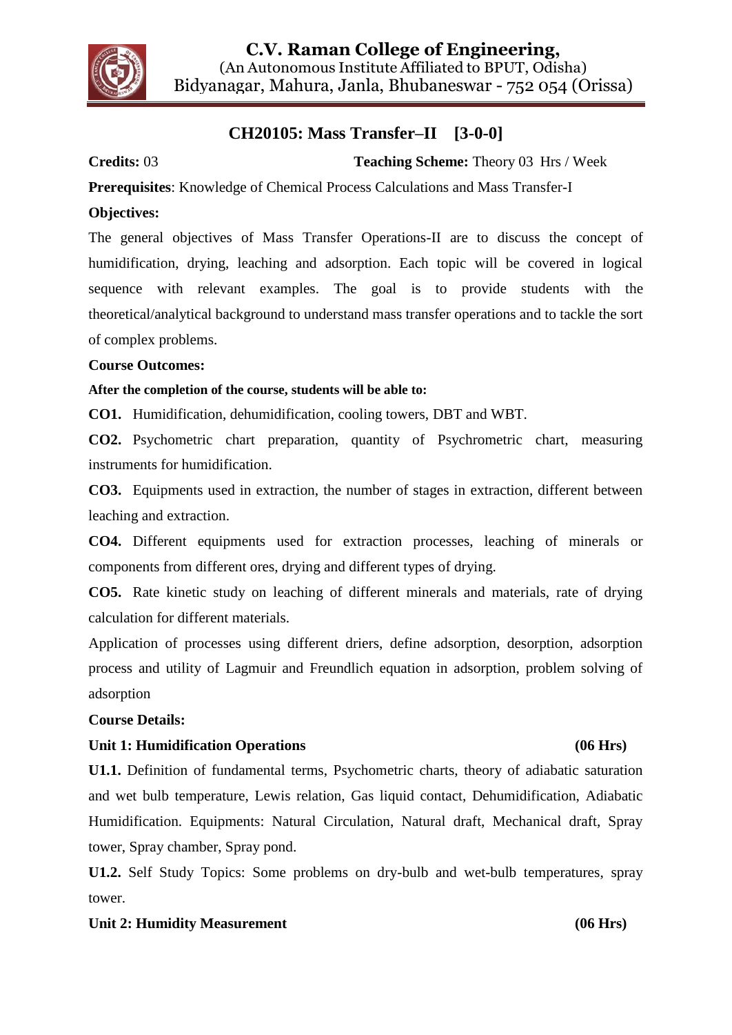# C.V. Raman College of Engineering,

(An Autonomous Institute Affiliated to BPUT, Odisha)
Bidyanagar, Mahura, Janla, Bhubaneswar - 752 054 (Orissa)

## CH20105: Mass Transfer–II [3-0-0]

**Credits:** 03 **Teaching Scheme:** Theory 03 Hrs / Week

**Prerequisites**: Knowledge of Chemical Process Calculations and Mass Transfer-I

**Objectives:**

The general objectives of Mass Transfer Operations-II are to discuss the concept of humidification, drying, leaching and adsorption. Each topic will be covered in logical sequence with relevant examples. The goal is to provide students with the theoretical/analytical background to understand mass transfer operations and to tackle the sort of complex problems.

**Course Outcomes:**

**After the completion of the course, students will be able to:**

**CO1.** Humidification, dehumidification, cooling towers, DBT and WBT.

**CO2.** Psychometric chart preparation, quantity of Psychrometric chart, measuring instruments for humidification.

**CO3.** Equipments used in extraction, the number of stages in extraction, different between leaching and extraction.

**CO4.** Different equipments used for extraction processes, leaching of minerals or components from different ores, drying and different types of drying.

**CO5.** Rate kinetic study on leaching of different minerals and materials, rate of drying calculation for different materials.

Application of processes using different driers, define adsorption, desorption, adsorption process and utility of Lagmuir and Freundlich equation in adsorption, problem solving of adsorption

**Course Details:**

**Unit 1: Humidification Operations (06 Hrs)**

**U1.1.** Definition of fundamental terms, Psychometric charts, theory of adiabatic saturation and wet bulb temperature, Lewis relation, Gas liquid contact, Dehumidification, Adiabatic Humidification. Equipments: Natural Circulation, Natural draft, Mechanical draft, Spray tower, Spray chamber, Spray pond.

**U1.2.** Self Study Topics: Some problems on dry-bulb and wet-bulb temperatures, spray tower.

**Unit 2: Humidity Measurement (06 Hrs)**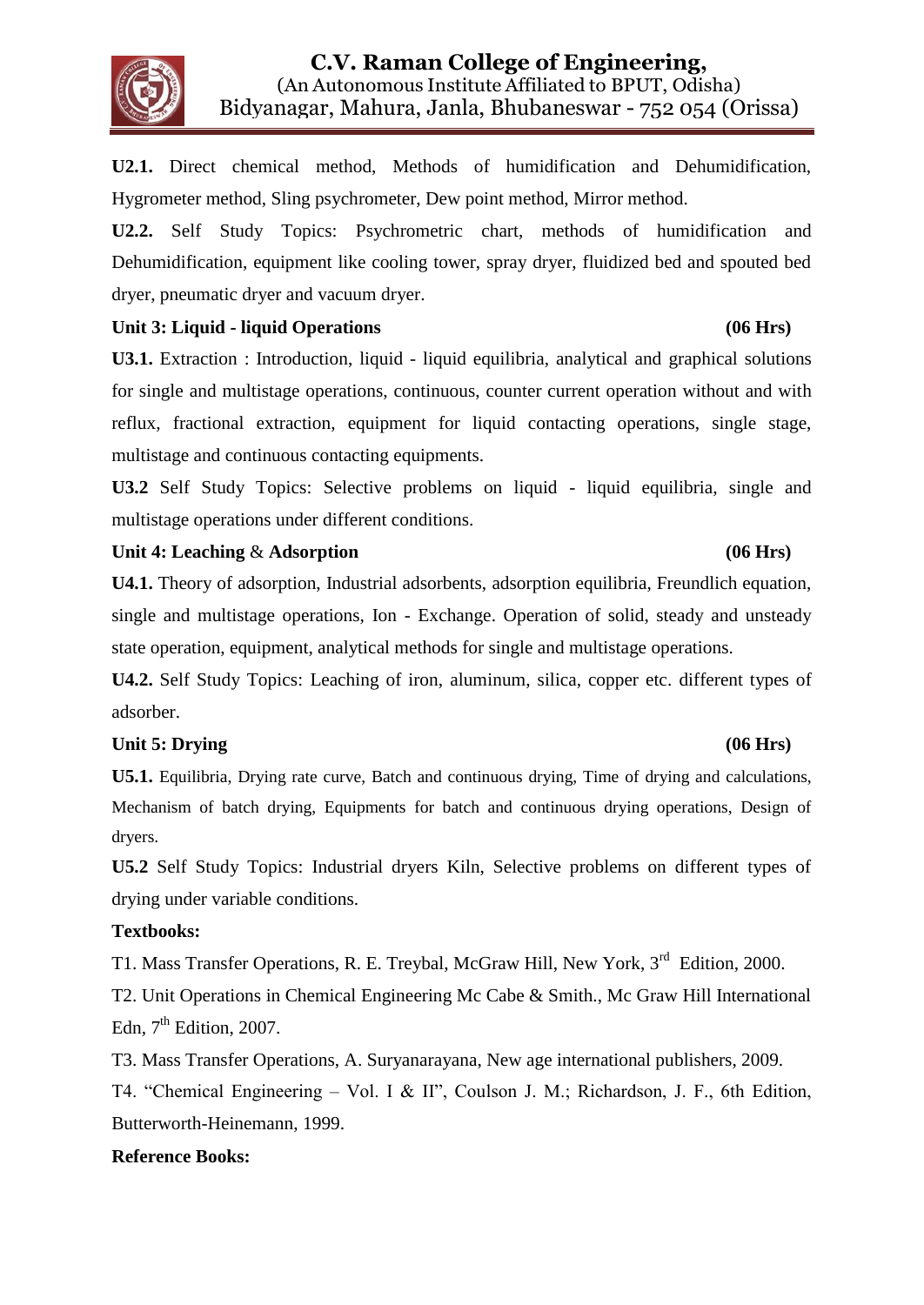**U2.1.** Direct chemical method, Methods of humidification and Dehumidification, Hygrometer method, Sling psychrometer, Dew point method, Mirror method.

**U2.2.** Self Study Topics: Psychrometric chart, methods of humidification and Dehumidification, equipment like cooling tower, spray dryer, fluidized bed and spouted bed dryer, pneumatic dryer and vacuum dryer.

**Unit 3: Liquid - liquid Operations (06 Hrs)**

**U3.1.** Extraction : Introduction, liquid - liquid equilibria, analytical and graphical solutions for single and multistage operations, continuous, counter current operation without and with reflux, fractional extraction, equipment for liquid contacting operations, single stage, multistage and continuous contacting equipments.

**U3.2** Self Study Topics: Selective problems on liquid - liquid equilibria, single and multistage operations under different conditions.

**Unit 4: Leaching & Adsorption (06 Hrs)**

**U4.1.** Theory of adsorption, Industrial adsorbents, adsorption equilibria, Freundlich equation, single and multistage operations, Ion - Exchange. Operation of solid, steady and unsteady state operation, equipment, analytical methods for single and multistage operations.

**U4.2.** Self Study Topics: Leaching of iron, aluminum, silica, copper etc. different types of adsorber.

**Unit 5: Drying (06 Hrs)**

**U5.1.** Equilibria, Drying rate curve, Batch and continuous drying, Time of drying and calculations, Mechanism of batch drying, Equipments for batch and continuous drying operations, Design of dryers.

**U5.2** Self Study Topics: Industrial dryers Kiln, Selective problems on different types of drying under variable conditions.

**Textbooks:**

T1. Mass Transfer Operations, R. E. Treybal, McGraw Hill, New York, 3rd Edition, 2000.

T2. Unit Operations in Chemical Engineering Mc Cabe & Smith., Mc Graw Hill International Edn, 7th Edition, 2007.

T3. Mass Transfer Operations, A. Suryanarayana, New age international publishers, 2009.

T4. "Chemical Engineering – Vol. I & II", Coulson J. M.; Richardson, J. F., 6th Edition, Butterworth-Heinemann, 1999.

**Reference Books:**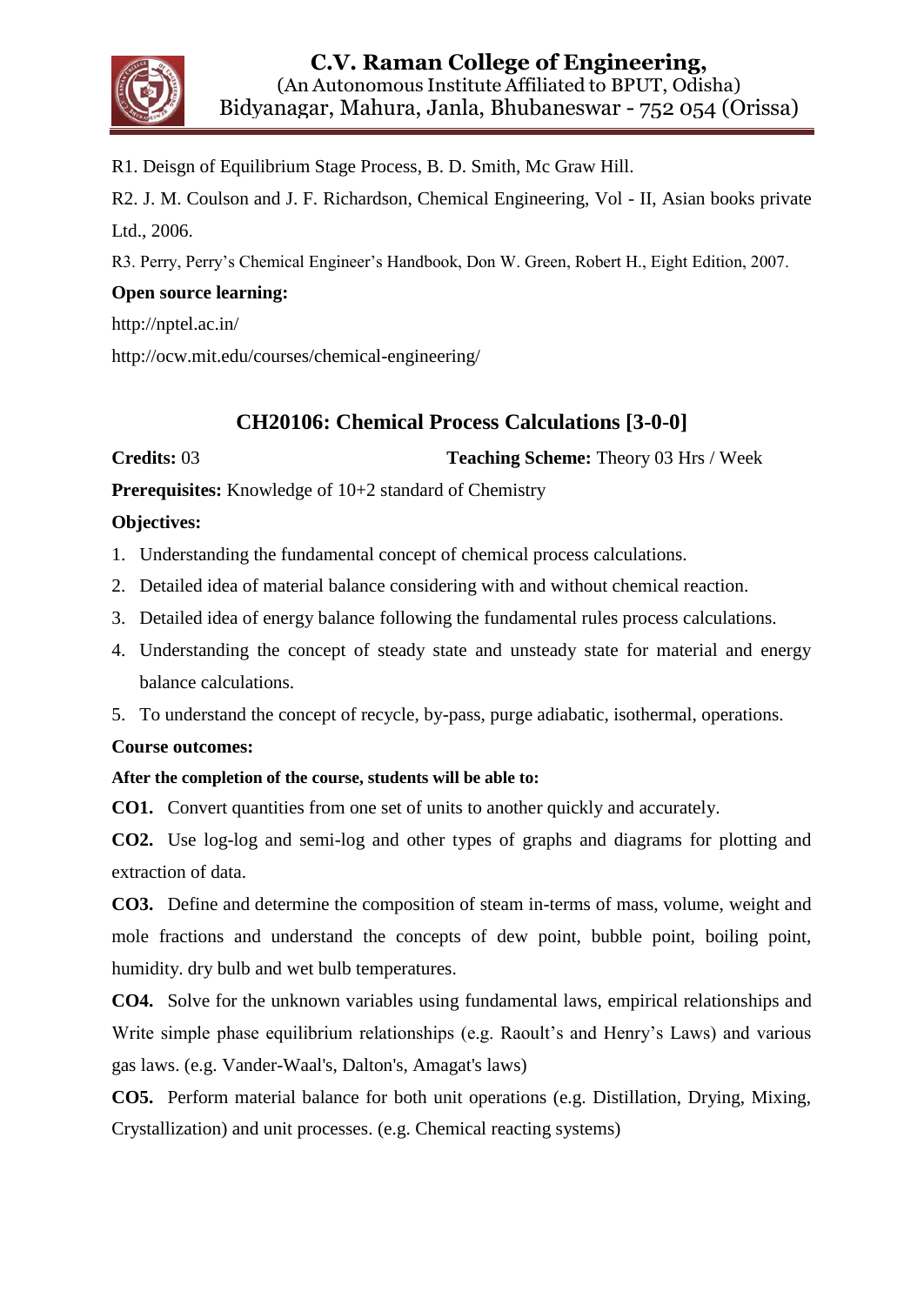R1. Deisgn of Equilibrium Stage Process, B. D. Smith, Mc Graw Hill.

R2. J. M. Coulson and J. F. Richardson, Chemical Engineering, Vol - II, Asian books private Ltd., 2006.

R3. Perry, Perry's Chemical Engineer's Handbook, Don W. Green, Robert H., Eight Edition, 2007.

**Open source learning:**

http://nptel.ac.in/

http://ocw.mit.edu/courses/chemical-engineering/

## CH20106: Chemical Process Calculations [3-0-0]

**Credits:** 03 **Teaching Scheme:** Theory 03 Hrs / Week

**Prerequisites:** Knowledge of 10+2 standard of Chemistry

**Objectives:**

1. Understanding the fundamental concept of chemical process calculations.
2. Detailed idea of material balance considering with and without chemical reaction.
3. Detailed idea of energy balance following the fundamental rules process calculations.
4. Understanding the concept of steady state and unsteady state for material and energy balance calculations.
5. To understand the concept of recycle, by-pass, purge adiabatic, isothermal, operations.

**Course outcomes:**

**After the completion of the course, students will be able to:**

**CO1.** Convert quantities from one set of units to another quickly and accurately.

**CO2.** Use log-log and semi-log and other types of graphs and diagrams for plotting and extraction of data.

**CO3.** Define and determine the composition of steam in-terms of mass, volume, weight and mole fractions and understand the concepts of dew point, bubble point, boiling point, humidity. dry bulb and wet bulb temperatures.

**CO4.** Solve for the unknown variables using fundamental laws, empirical relationships and Write simple phase equilibrium relationships (e.g. Raoult's and Henry's Laws) and various gas laws. (e.g. Vander-Waal's, Dalton's, Amagat's laws)

**CO5.** Perform material balance for both unit operations (e.g. Distillation, Drying, Mixing, Crystallization) and unit processes. (e.g. Chemical reacting systems)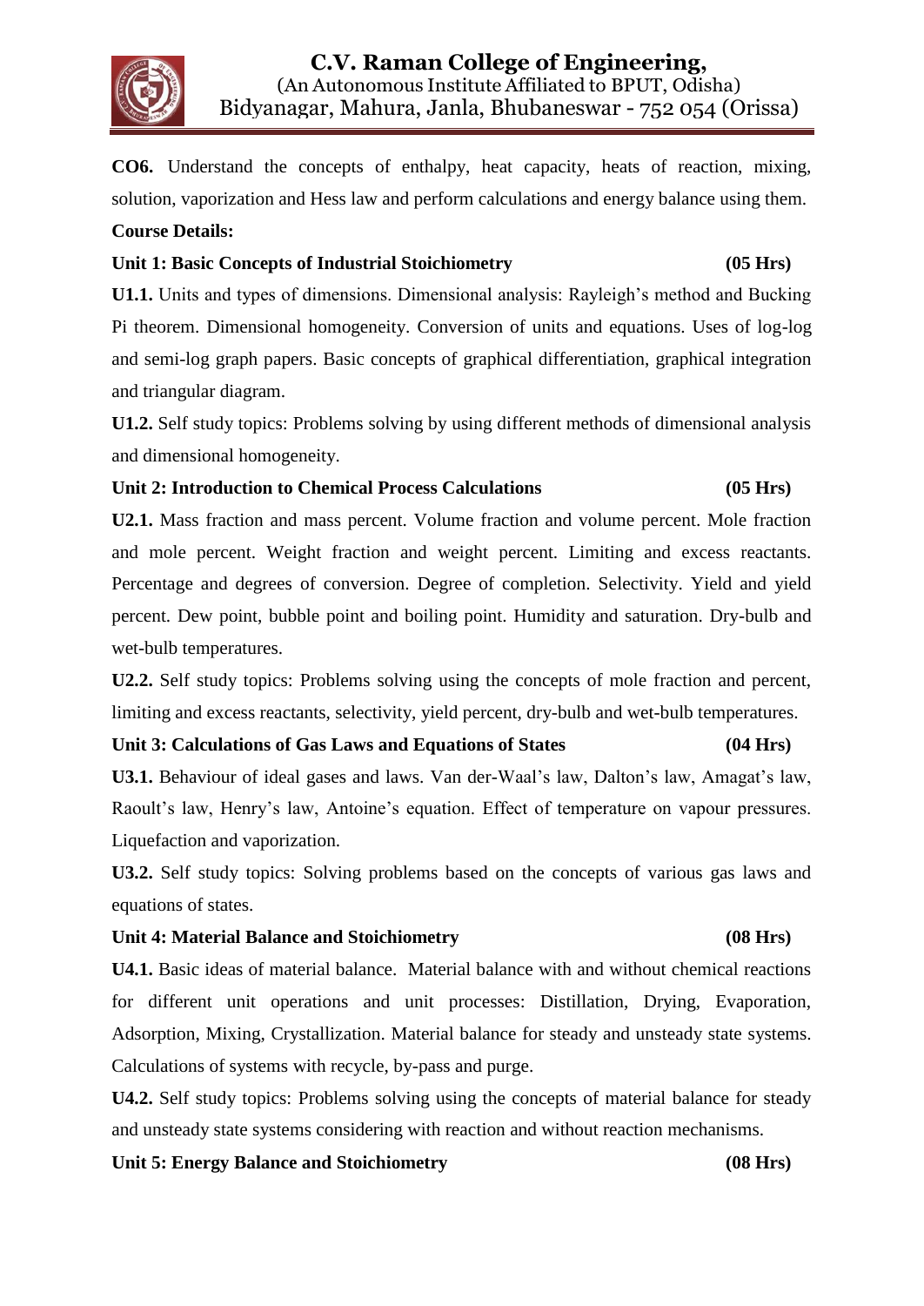**CO6.** Understand the concepts of enthalpy, heat capacity, heats of reaction, mixing, solution, vaporization and Hess law and perform calculations and energy balance using them.

**Course Details:**

**Unit 1: Basic Concepts of Industrial Stoichiometry (05 Hrs)**

**U1.1.** Units and types of dimensions. Dimensional analysis: Rayleigh's method and Bucking Pi theorem. Dimensional homogeneity. Conversion of units and equations. Uses of log-log and semi-log graph papers. Basic concepts of graphical differentiation, graphical integration and triangular diagram.

**U1.2.** Self study topics: Problems solving by using different methods of dimensional analysis and dimensional homogeneity.

**Unit 2: Introduction to Chemical Process Calculations (05 Hrs)**

**U2.1.** Mass fraction and mass percent. Volume fraction and volume percent. Mole fraction and mole percent. Weight fraction and weight percent. Limiting and excess reactants. Percentage and degrees of conversion. Degree of completion. Selectivity. Yield and yield percent. Dew point, bubble point and boiling point. Humidity and saturation. Dry-bulb and wet-bulb temperatures.

**U2.2.** Self study topics: Problems solving using the concepts of mole fraction and percent, limiting and excess reactants, selectivity, yield percent, dry-bulb and wet-bulb temperatures.

**Unit 3: Calculations of Gas Laws and Equations of States (04 Hrs)**

**U3.1.** Behaviour of ideal gases and laws. Van der-Waal's law, Dalton's law, Amagat's law, Raoult's law, Henry's law, Antoine's equation. Effect of temperature on vapour pressures. Liquefaction and vaporization.

**U3.2.** Self study topics: Solving problems based on the concepts of various gas laws and equations of states.

**Unit 4: Material Balance and Stoichiometry (08 Hrs)**

**U4.1.** Basic ideas of material balance. Material balance with and without chemical reactions for different unit operations and unit processes: Distillation, Drying, Evaporation, Adsorption, Mixing, Crystallization. Material balance for steady and unsteady state systems. Calculations of systems with recycle, by-pass and purge.

**U4.2.** Self study topics: Problems solving using the concepts of material balance for steady and unsteady state systems considering with reaction and without reaction mechanisms.

**Unit 5: Energy Balance and Stoichiometry (08 Hrs)**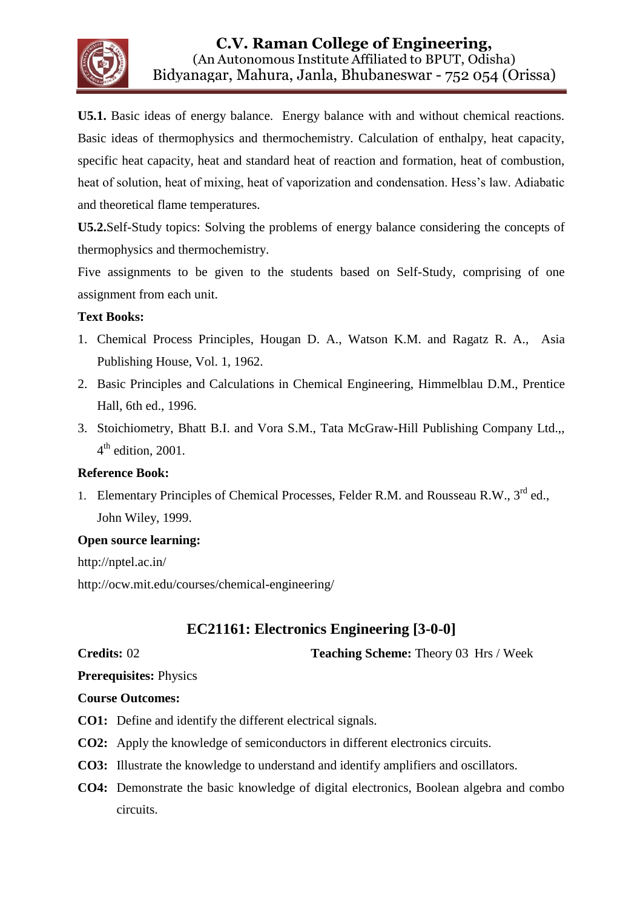**U5.1.** Basic ideas of energy balance. Energy balance with and without chemical reactions. Basic ideas of thermophysics and thermochemistry. Calculation of enthalpy, heat capacity, specific heat capacity, heat and standard heat of reaction and formation, heat of combustion, heat of solution, heat of mixing, heat of vaporization and condensation. Hess's law. Adiabatic and theoretical flame temperatures.

**U5.2.**Self-Study topics: Solving the problems of energy balance considering the concepts of thermophysics and thermochemistry.

Five assignments to be given to the students based on Self-Study, comprising of one assignment from each unit.

**Text Books:**

1. Chemical Process Principles, Hougan D. A., Watson K.M. and Ragatz R. A., Asia Publishing House, Vol. 1, 1962.
2. Basic Principles and Calculations in Chemical Engineering, Himmelblau D.M., Prentice Hall, 6th ed., 1996.
3. Stoichiometry, Bhatt B.I. and Vora S.M., Tata McGraw-Hill Publishing Company Ltd.,, 4th edition, 2001.

**Reference Book:**

1. Elementary Principles of Chemical Processes, Felder R.M. and Rousseau R.W., 3rd ed., John Wiley, 1999.

**Open source learning:**

http://nptel.ac.in/

http://ocw.mit.edu/courses/chemical-engineering/

## EC21161: Electronics Engineering [3-0-0]

**Credits:** 02 **Teaching Scheme:** Theory 03 Hrs / Week

**Prerequisites:** Physics

**Course Outcomes:**

**CO1:** Define and identify the different electrical signals.

**CO2:** Apply the knowledge of semiconductors in different electronics circuits.

**CO3:** Illustrate the knowledge to understand and identify amplifiers and oscillators.

**CO4:** Demonstrate the basic knowledge of digital electronics, Boolean algebra and combo circuits.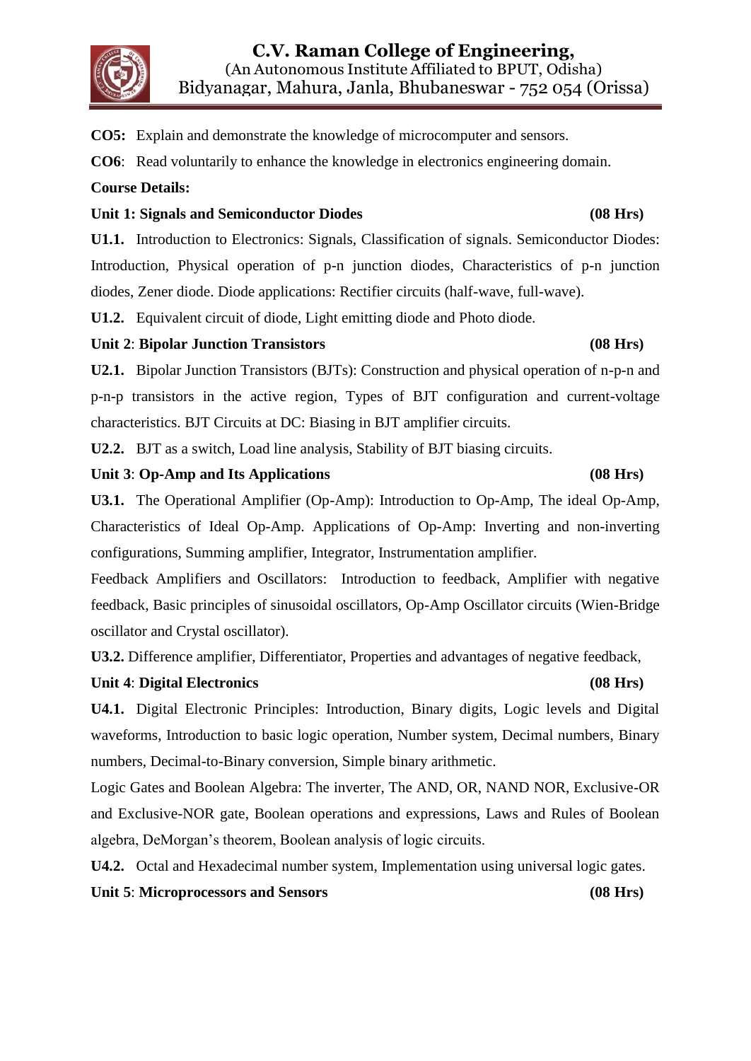**CO5:** Explain and demonstrate the knowledge of microcomputer and sensors.

**CO6**: Read voluntarily to enhance the knowledge in electronics engineering domain.

**Course Details:**

**Unit 1: Signals and Semiconductor Diodes** **(08 Hrs)**

**U1.1.** Introduction to Electronics: Signals, Classification of signals. Semiconductor Diodes: Introduction, Physical operation of p-n junction diodes, Characteristics of p-n junction diodes, Zener diode. Diode applications: Rectifier circuits (half-wave, full-wave).

**U1.2.** Equivalent circuit of diode, Light emitting diode and Photo diode.

**Unit 2**: **Bipolar Junction Transistors** **(08 Hrs)**

**U2.1.** Bipolar Junction Transistors (BJTs): Construction and physical operation of n-p-n and p-n-p transistors in the active region, Types of BJT configuration and current-voltage characteristics. BJT Circuits at DC: Biasing in BJT amplifier circuits.

**U2.2.** BJT as a switch, Load line analysis, Stability of BJT biasing circuits.

**Unit 3**: **Op-Amp and Its Applications** **(08 Hrs)**

**U3.1.** The Operational Amplifier (Op-Amp): Introduction to Op-Amp, The ideal Op-Amp, Characteristics of Ideal Op-Amp. Applications of Op-Amp: Inverting and non-inverting configurations, Summing amplifier, Integrator, Instrumentation amplifier.

Feedback Amplifiers and Oscillators: Introduction to feedback, Amplifier with negative feedback, Basic principles of sinusoidal oscillators, Op-Amp Oscillator circuits (Wien-Bridge oscillator and Crystal oscillator).

**U3.2.** Difference amplifier, Differentiator, Properties and advantages of negative feedback,

**Unit 4**: **Digital Electronics** **(08 Hrs)**

**U4.1.** Digital Electronic Principles: Introduction, Binary digits, Logic levels and Digital waveforms, Introduction to basic logic operation, Number system, Decimal numbers, Binary numbers, Decimal-to-Binary conversion, Simple binary arithmetic.

Logic Gates and Boolean Algebra: The inverter, The AND, OR, NAND NOR, Exclusive-OR and Exclusive-NOR gate, Boolean operations and expressions, Laws and Rules of Boolean algebra, DeMorgan's theorem, Boolean analysis of logic circuits.

**U4.2.** Octal and Hexadecimal number system, Implementation using universal logic gates.

**Unit 5**: **Microprocessors and Sensors** **(08 Hrs)**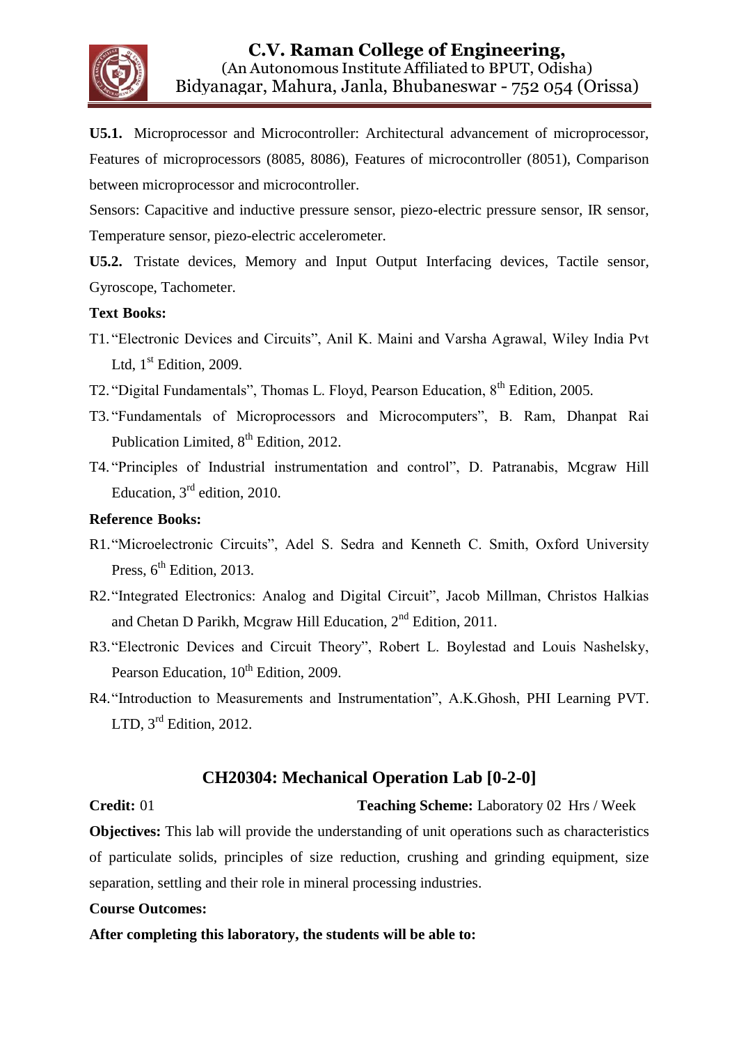**U5.1.** Microprocessor and Microcontroller: Architectural advancement of microprocessor, Features of microprocessors (8085, 8086), Features of microcontroller (8051), Comparison between microprocessor and microcontroller.

Sensors: Capacitive and inductive pressure sensor, piezo-electric pressure sensor, IR sensor, Temperature sensor, piezo-electric accelerometer.

**U5.2.** Tristate devices, Memory and Input Output Interfacing devices, Tactile sensor, Gyroscope, Tachometer.

**Text Books:**

T1. "Electronic Devices and Circuits", Anil K. Maini and Varsha Agrawal, Wiley India Pvt Ltd, 1st Edition, 2009.

T2. "Digital Fundamentals", Thomas L. Floyd, Pearson Education, 8th Edition, 2005.

T3. "Fundamentals of Microprocessors and Microcomputers", B. Ram, Dhanpat Rai Publication Limited, 8th Edition, 2012.

T4. "Principles of Industrial instrumentation and control", D. Patranabis, Mcgraw Hill Education, 3rd edition, 2010.

**Reference Books:**

R1. "Microelectronic Circuits", Adel S. Sedra and Kenneth C. Smith, Oxford University Press, 6th Edition, 2013.

R2. "Integrated Electronics: Analog and Digital Circuit", Jacob Millman, Christos Halkias and Chetan D Parikh, Mcgraw Hill Education, 2nd Edition, 2011.

R3. "Electronic Devices and Circuit Theory", Robert L. Boylestad and Louis Nashelsky, Pearson Education, 10th Edition, 2009.

R4. "Introduction to Measurements and Instrumentation", A.K.Ghosh, PHI Learning PVT. LTD, 3rd Edition, 2012.

## CH20304: Mechanical Operation Lab [0-2-0]

**Credit:** 01 **Teaching Scheme:** Laboratory 02 Hrs / Week

**Objectives:** This lab will provide the understanding of unit operations such as characteristics of particulate solids, principles of size reduction, crushing and grinding equipment, size separation, settling and their role in mineral processing industries.

**Course Outcomes:**

**After completing this laboratory, the students will be able to:**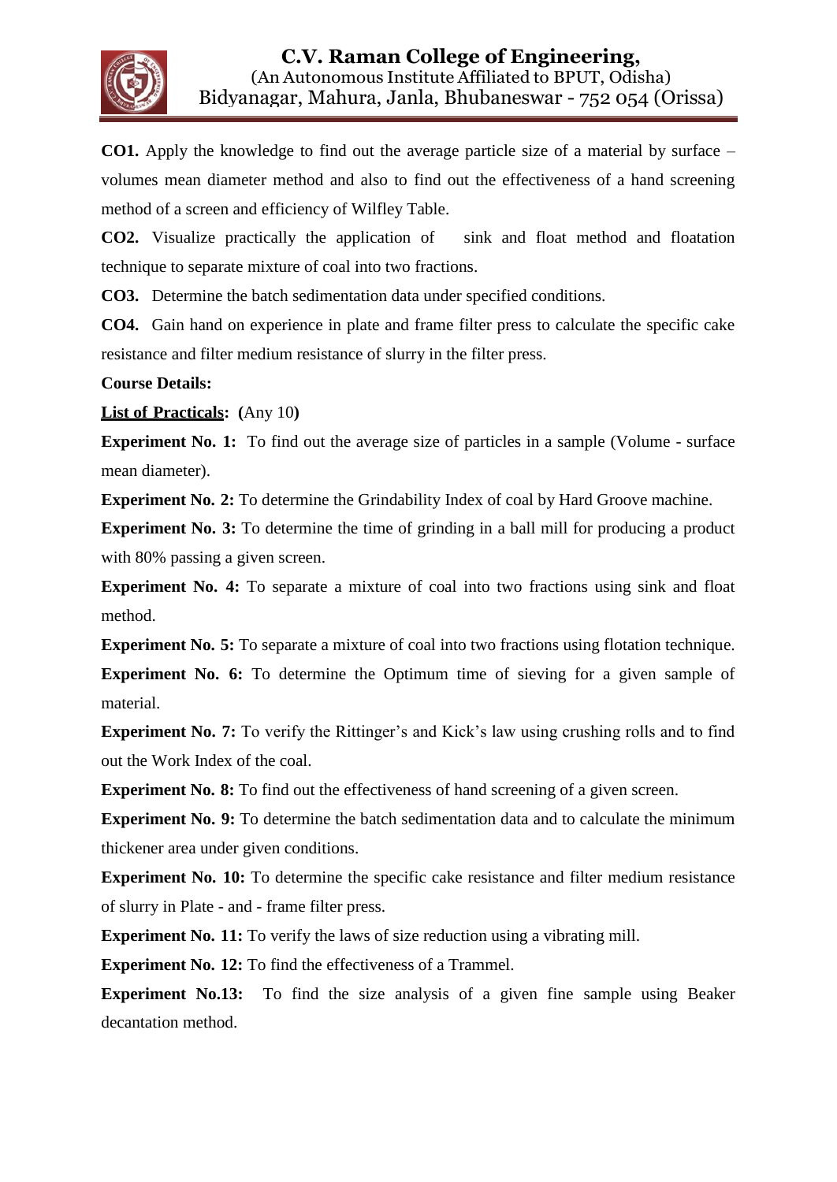**CO1.** Apply the knowledge to find out the average particle size of a material by surface – volumes mean diameter method and also to find out the effectiveness of a hand screening method of a screen and efficiency of Wilfley Table.

**CO2.** Visualize practically the application of sink and float method and floatation technique to separate mixture of coal into two fractions.

**CO3.** Determine the batch sedimentation data under specified conditions.

**CO4.** Gain hand on experience in plate and frame filter press to calculate the specific cake resistance and filter medium resistance of slurry in the filter press.

**Course Details:**

**<u>List of Practicals</u>: (**Any 10**)**

**Experiment No. 1:** To find out the average size of particles in a sample (Volume - surface mean diameter).

**Experiment No. 2:** To determine the Grindability Index of coal by Hard Groove machine.

**Experiment No. 3:** To determine the time of grinding in a ball mill for producing a product with 80% passing a given screen.

**Experiment No. 4:** To separate a mixture of coal into two fractions using sink and float method.

**Experiment No. 5:** To separate a mixture of coal into two fractions using flotation technique.

**Experiment No. 6:** To determine the Optimum time of sieving for a given sample of material.

**Experiment No. 7:** To verify the Rittinger's and Kick's law using crushing rolls and to find out the Work Index of the coal.

**Experiment No. 8:** To find out the effectiveness of hand screening of a given screen.

**Experiment No. 9:** To determine the batch sedimentation data and to calculate the minimum thickener area under given conditions.

**Experiment No. 10:** To determine the specific cake resistance and filter medium resistance of slurry in Plate - and - frame filter press.

**Experiment No. 11:** To verify the laws of size reduction using a vibrating mill.

**Experiment No. 12:** To find the effectiveness of a Trammel.

**Experiment No.13:** To find the size analysis of a given fine sample using Beaker decantation method.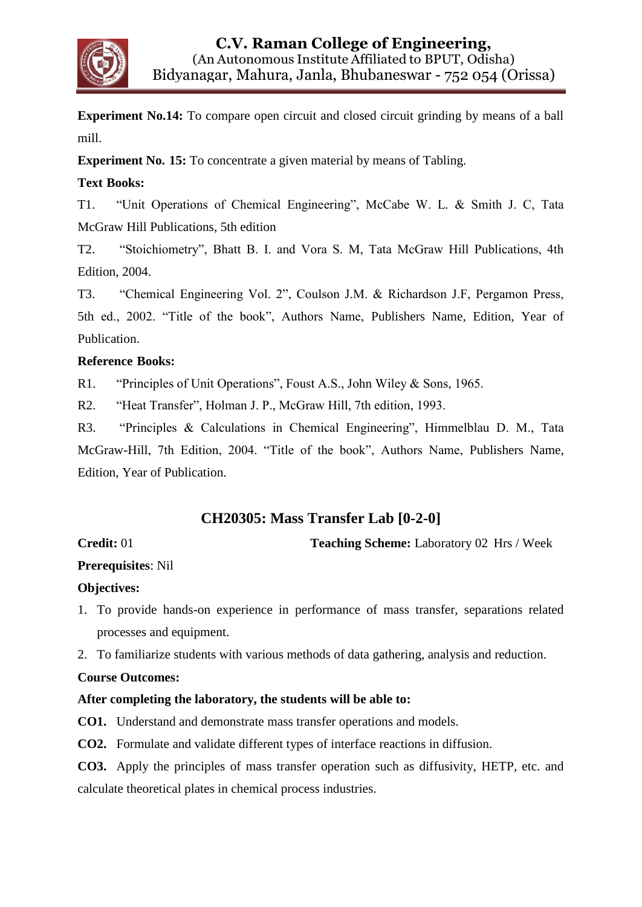**Experiment No.14:** To compare open circuit and closed circuit grinding by means of a ball mill.

**Experiment No. 15:** To concentrate a given material by means of Tabling.

**Text Books:**

T1. "Unit Operations of Chemical Engineering", McCabe W. L. & Smith J. C, Tata McGraw Hill Publications, 5th edition

T2. "Stoichiometry", Bhatt B. I. and Vora S. M, Tata McGraw Hill Publications, 4th Edition, 2004.

T3. "Chemical Engineering Vol. 2", Coulson J.M. & Richardson J.F, Pergamon Press, 5th ed., 2002. "Title of the book", Authors Name, Publishers Name, Edition, Year of Publication.

**Reference Books:**

R1. "Principles of Unit Operations", Foust A.S., John Wiley & Sons, 1965.

R2. "Heat Transfer", Holman J. P., McGraw Hill, 7th edition, 1993.

R3. "Principles & Calculations in Chemical Engineering", Himmelblau D. M., Tata McGraw-Hill, 7th Edition, 2004. "Title of the book", Authors Name, Publishers Name, Edition, Year of Publication.

## CH20305: Mass Transfer Lab [0-2-0]

**Credit:** 01 **Teaching Scheme:** Laboratory 02 Hrs / Week

**Prerequisites**: Nil

**Objectives:**

1. To provide hands-on experience in performance of mass transfer, separations related processes and equipment.
2. To familiarize students with various methods of data gathering, analysis and reduction.

**Course Outcomes:**

**After completing the laboratory, the students will be able to:**

**CO1.** Understand and demonstrate mass transfer operations and models.

**CO2.** Formulate and validate different types of interface reactions in diffusion.

**CO3.** Apply the principles of mass transfer operation such as diffusivity, HETP, etc. and calculate theoretical plates in chemical process industries.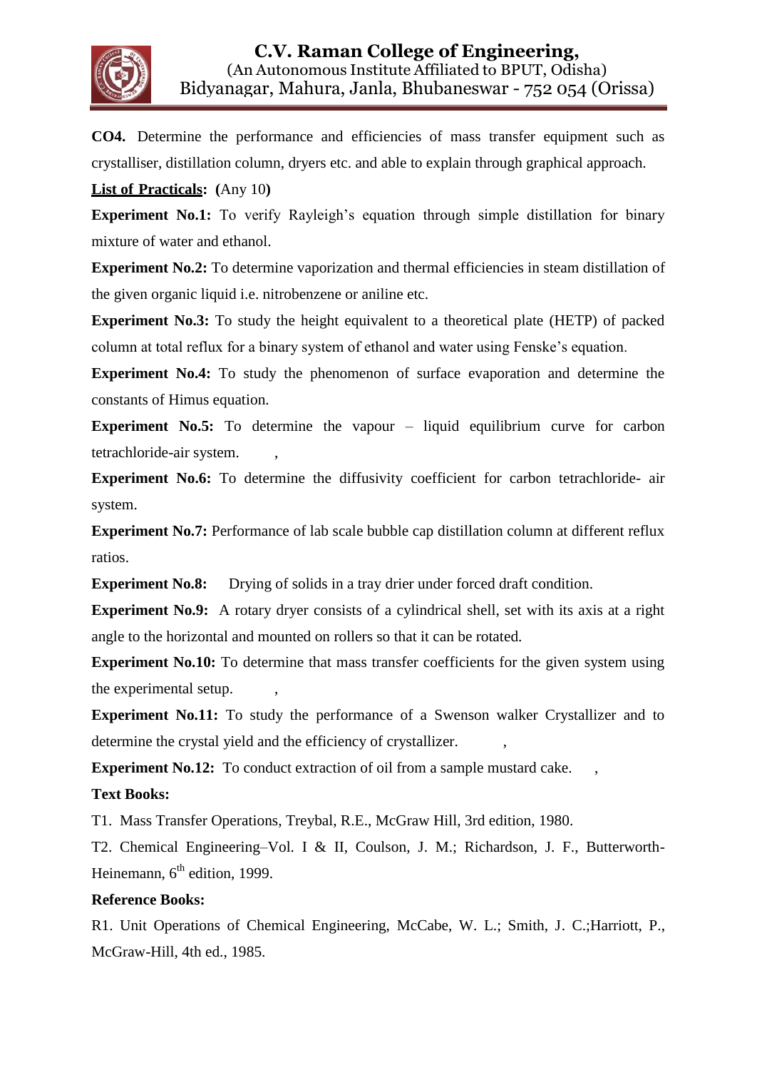**CO4.** Determine the performance and efficiencies of mass transfer equipment such as crystalliser, distillation column, dryers etc. and able to explain through graphical approach.

**List of Practicals: (**Any 10**)**

**Experiment No.1:** To verify Rayleigh's equation through simple distillation for binary mixture of water and ethanol.

**Experiment No.2:** To determine vaporization and thermal efficiencies in steam distillation of the given organic liquid i.e. nitrobenzene or aniline etc.

**Experiment No.3:** To study the height equivalent to a theoretical plate (HETP) of packed column at total reflux for a binary system of ethanol and water using Fenske's equation.

**Experiment No.4:** To study the phenomenon of surface evaporation and determine the constants of Himus equation.

**Experiment No.5:** To determine the vapour – liquid equilibrium curve for carbon tetrachloride-air system. ,

**Experiment No.6:** To determine the diffusivity coefficient for carbon tetrachloride- air system.

**Experiment No.7:** Performance of lab scale bubble cap distillation column at different reflux ratios.

**Experiment No.8:** Drying of solids in a tray drier under forced draft condition.

**Experiment No.9:** A rotary dryer consists of a cylindrical shell, set with its axis at a right angle to the horizontal and mounted on rollers so that it can be rotated.

**Experiment No.10:** To determine that mass transfer coefficients for the given system using the experimental setup. ,

**Experiment No.11:** To study the performance of a Swenson walker Crystallizer and to determine the crystal yield and the efficiency of crystallizer. ,

**Experiment No.12:** To conduct extraction of oil from a sample mustard cake. ,

**Text Books:**

T1. Mass Transfer Operations, Treybal, R.E., McGraw Hill, 3rd edition, 1980.

T2. Chemical Engineering–Vol. I & II, Coulson, J. M.; Richardson, J. F., Butterworth-Heinemann, 6th edition, 1999.

**Reference Books:**

R1. Unit Operations of Chemical Engineering, McCabe, W. L.; Smith, J. C.;Harriott, P., McGraw-Hill, 4th ed., 1985.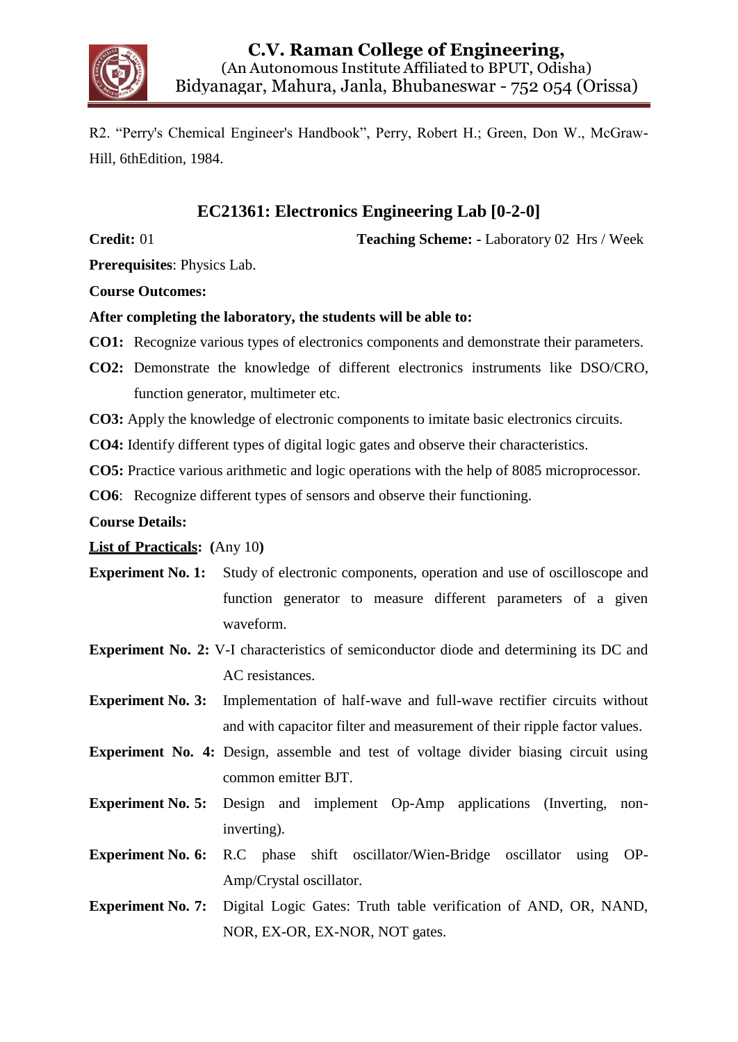R2. "Perry's Chemical Engineer's Handbook", Perry, Robert H.; Green, Don W., McGraw-Hill, 6thEdition, 1984.

## EC21361: Electronics Engineering Lab [0-2-0]

**Credit:** 01 **Teaching Scheme: -** Laboratory 02 Hrs / Week

**Prerequisites**: Physics Lab.

**Course Outcomes:**

**After completing the laboratory, the students will be able to:**

**CO1:** Recognize various types of electronics components and demonstrate their parameters.

**CO2:** Demonstrate the knowledge of different electronics instruments like DSO/CRO, function generator, multimeter etc.

**CO3:** Apply the knowledge of electronic components to imitate basic electronics circuits.

**CO4:** Identify different types of digital logic gates and observe their characteristics.

**CO5:** Practice various arithmetic and logic operations with the help of 8085 microprocessor.

**CO6**: Recognize different types of sensors and observe their functioning.

**Course Details:**

**List of Practicals: (**Any 10**)**

**Experiment No. 1:** Study of electronic components, operation and use of oscilloscope and function generator to measure different parameters of a given waveform.

**Experiment No. 2:** V-I characteristics of semiconductor diode and determining its DC and AC resistances.

**Experiment No. 3:** Implementation of half-wave and full-wave rectifier circuits without and with capacitor filter and measurement of their ripple factor values.

**Experiment No. 4:** Design, assemble and test of voltage divider biasing circuit using common emitter BJT.

**Experiment No. 5:** Design and implement Op-Amp applications (Inverting, non-inverting).

**Experiment No. 6:** R.C phase shift oscillator/Wien-Bridge oscillator using OP-Amp/Crystal oscillator.

**Experiment No. 7:** Digital Logic Gates: Truth table verification of AND, OR, NAND, NOR, EX-OR, EX-NOR, NOT gates.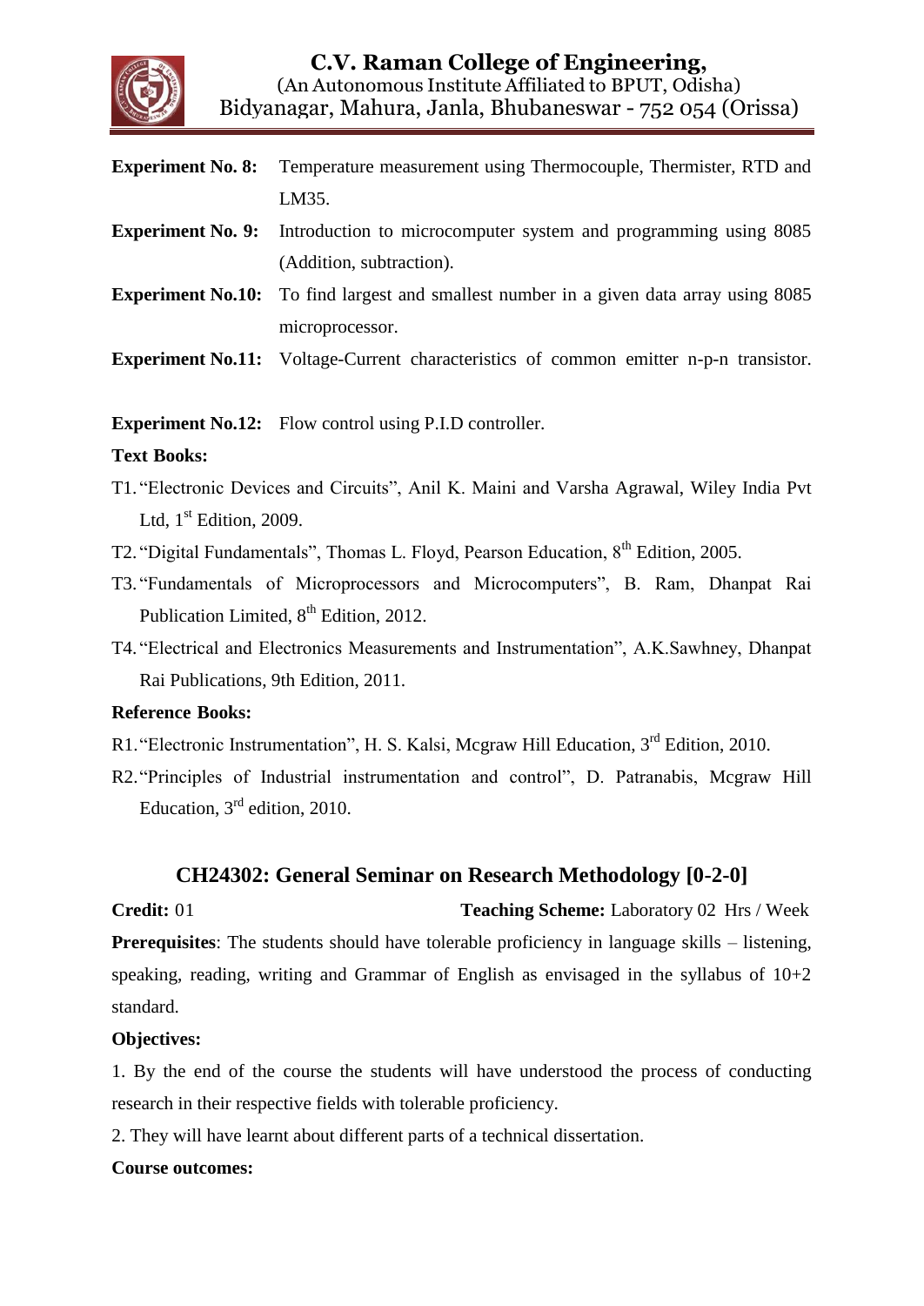**Experiment No. 8:** Temperature measurement using Thermocouple, Thermister, RTD and LM35.

**Experiment No. 9:** Introduction to microcomputer system and programming using 8085 (Addition, subtraction).

**Experiment No.10:** To find largest and smallest number in a given data array using 8085 microprocessor.

**Experiment No.11:** Voltage-Current characteristics of common emitter n-p-n transistor.

**Experiment No.12:** Flow control using P.I.D controller.

**Text Books:**

T1. "Electronic Devices and Circuits", Anil K. Maini and Varsha Agrawal, Wiley India Pvt Ltd, 1st Edition, 2009.

T2. "Digital Fundamentals", Thomas L. Floyd, Pearson Education, 8th Edition, 2005.

T3. "Fundamentals of Microprocessors and Microcomputers", B. Ram, Dhanpat Rai Publication Limited, 8th Edition, 2012.

T4. "Electrical and Electronics Measurements and Instrumentation", A.K.Sawhney, Dhanpat Rai Publications, 9th Edition, 2011.

**Reference Books:**

R1. "Electronic Instrumentation", H. S. Kalsi, Mcgraw Hill Education, 3rd Edition, 2010.

R2. "Principles of Industrial instrumentation and control", D. Patranabis, Mcgraw Hill Education, 3rd edition, 2010.

## CH24302: General Seminar on Research Methodology [0-2-0]

**Credit:** 01 **Teaching Scheme:** Laboratory 02 Hrs / Week

**Prerequisites**: The students should have tolerable proficiency in language skills – listening, speaking, reading, writing and Grammar of English as envisaged in the syllabus of 10+2 standard.

**Objectives:**

1. By the end of the course the students will have understood the process of conducting research in their respective fields with tolerable proficiency.
2. They will have learnt about different parts of a technical dissertation.

**Course outcomes:**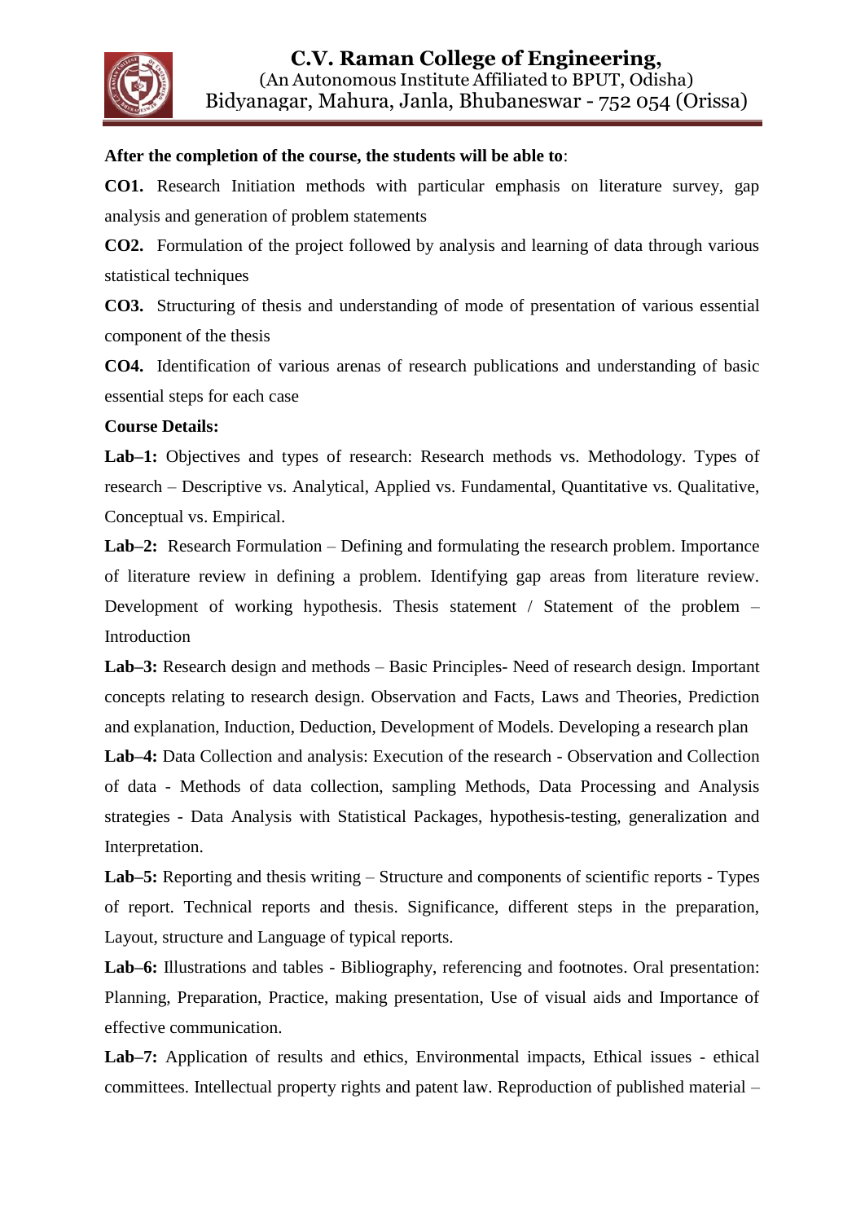**After the completion of the course, the students will be able to**:

**CO1.** Research Initiation methods with particular emphasis on literature survey, gap analysis and generation of problem statements

**CO2.** Formulation of the project followed by analysis and learning of data through various statistical techniques

**CO3.** Structuring of thesis and understanding of mode of presentation of various essential component of the thesis

**CO4.** Identification of various arenas of research publications and understanding of basic essential steps for each case

**Course Details:**

**Lab–1:** Objectives and types of research: Research methods vs. Methodology. Types of research – Descriptive vs. Analytical, Applied vs. Fundamental, Quantitative vs. Qualitative, Conceptual vs. Empirical.

**Lab–2:** Research Formulation – Defining and formulating the research problem. Importance of literature review in defining a problem. Identifying gap areas from literature review. Development of working hypothesis. Thesis statement / Statement of the problem – Introduction

**Lab–3:** Research design and methods – Basic Principles- Need of research design. Important concepts relating to research design. Observation and Facts, Laws and Theories, Prediction and explanation, Induction, Deduction, Development of Models. Developing a research plan

**Lab–4:** Data Collection and analysis: Execution of the research - Observation and Collection of data - Methods of data collection, sampling Methods, Data Processing and Analysis strategies - Data Analysis with Statistical Packages, hypothesis-testing, generalization and Interpretation.

**Lab–5:** Reporting and thesis writing – Structure and components of scientific reports - Types of report. Technical reports and thesis. Significance, different steps in the preparation, Layout, structure and Language of typical reports.

**Lab–6:** Illustrations and tables - Bibliography, referencing and footnotes. Oral presentation: Planning, Preparation, Practice, making presentation, Use of visual aids and Importance of effective communication.

**Lab–7:** Application of results and ethics, Environmental impacts, Ethical issues - ethical committees. Intellectual property rights and patent law. Reproduction of published material –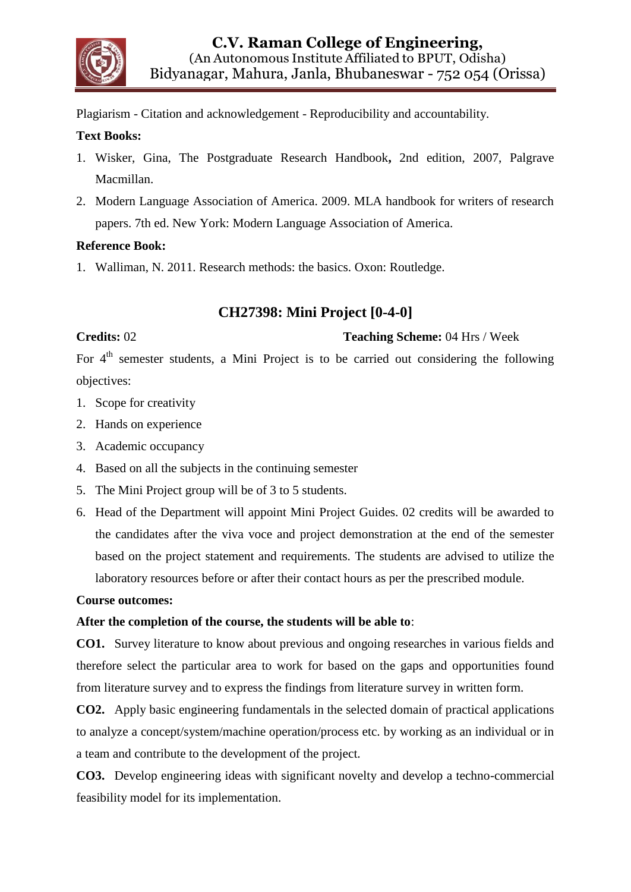Plagiarism - Citation and acknowledgement - Reproducibility and accountability.

**Text Books:**

1. Wisker, Gina, The Postgraduate Research Handbook**,** 2nd edition, 2007, Palgrave Macmillan.
2. Modern Language Association of America. 2009. MLA handbook for writers of research papers. 7th ed. New York: Modern Language Association of America.

**Reference Book:**

1. Walliman, N. 2011. Research methods: the basics. Oxon: Routledge.

## CH27398: Mini Project [0-4-0]

**Credits:** 02 **Teaching Scheme:** 04 Hrs / Week

For 4th semester students, a Mini Project is to be carried out considering the following objectives:

1. Scope for creativity
2. Hands on experience
3. Academic occupancy
4. Based on all the subjects in the continuing semester
5. The Mini Project group will be of 3 to 5 students.
6. Head of the Department will appoint Mini Project Guides. 02 credits will be awarded to the candidates after the viva voce and project demonstration at the end of the semester based on the project statement and requirements. The students are advised to utilize the laboratory resources before or after their contact hours as per the prescribed module.

**Course outcomes:**

**After the completion of the course, the students will be able to**:

**CO1.** Survey literature to know about previous and ongoing researches in various fields and therefore select the particular area to work for based on the gaps and opportunities found from literature survey and to express the findings from literature survey in written form.

**CO2.** Apply basic engineering fundamentals in the selected domain of practical applications to analyze a concept/system/machine operation/process etc. by working as an individual or in a team and contribute to the development of the project.

**CO3.** Develop engineering ideas with significant novelty and develop a techno-commercial feasibility model for its implementation.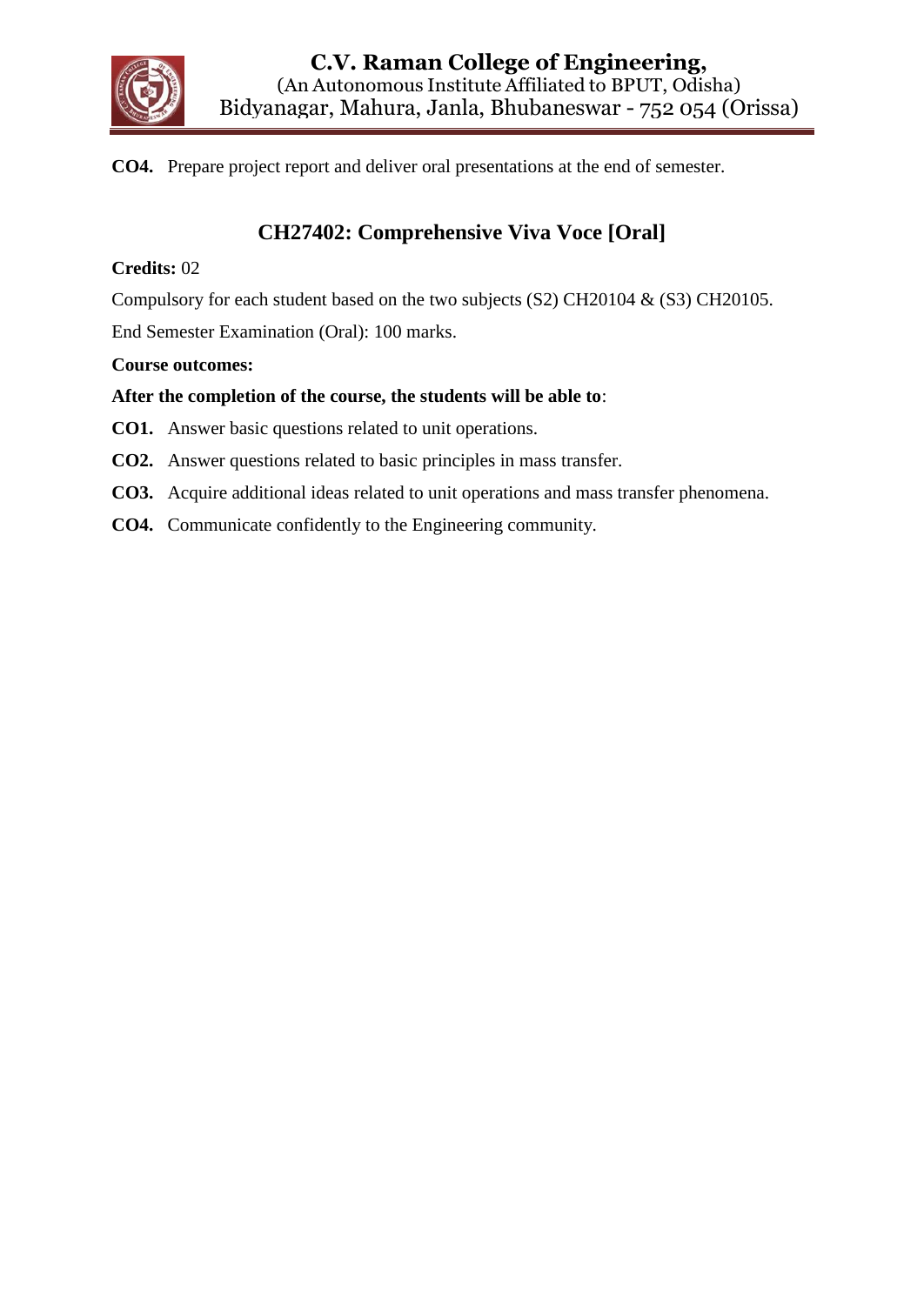**CO4.** Prepare project report and deliver oral presentations at the end of semester.

## CH27402: Comprehensive Viva Voce [Oral]

**Credits:** 02

Compulsory for each student based on the two subjects (S2) CH20104 & (S3) CH20105.

End Semester Examination (Oral): 100 marks.

**Course outcomes:**

**After the completion of the course, the students will be able to**:

**CO1.** Answer basic questions related to unit operations.

**CO2.** Answer questions related to basic principles in mass transfer.

**CO3.** Acquire additional ideas related to unit operations and mass transfer phenomena.

**CO4.** Communicate confidently to the Engineering community.